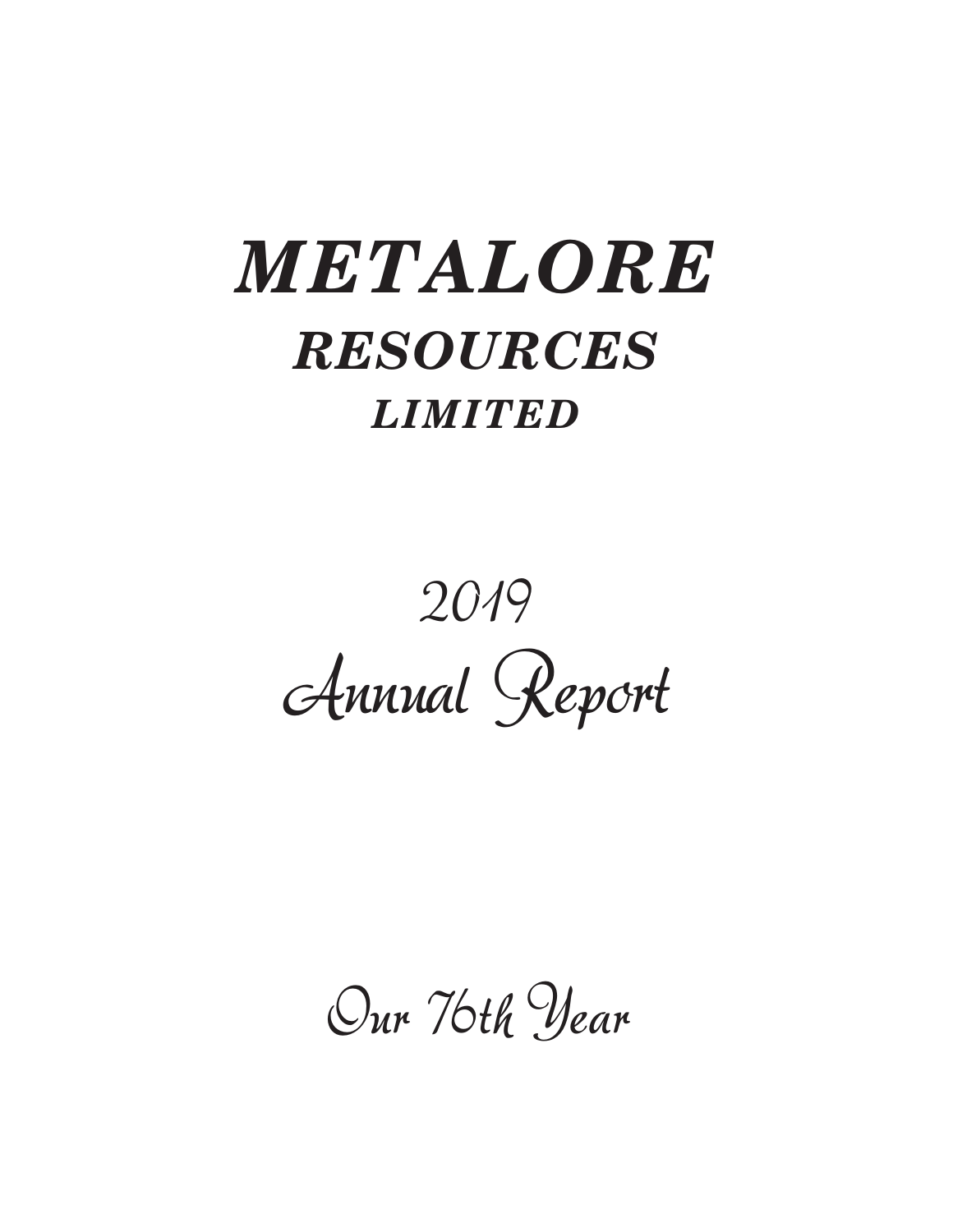# *METALORE*

## *RESOURCES*

### *LIMITED*

*2019*

*Annual Report*

*Our 76th Year*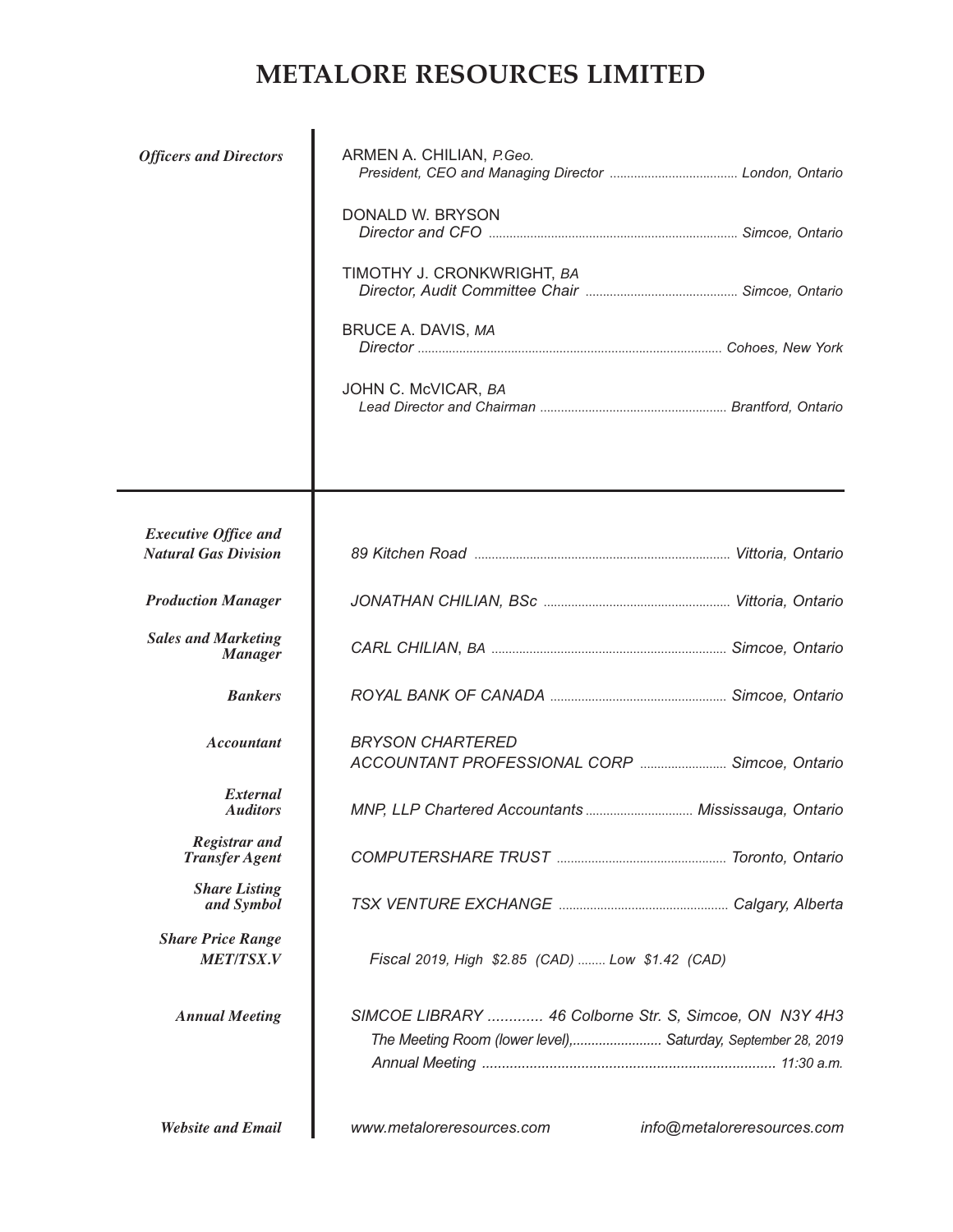# METALORE RESOURCES LIMITED

***Officers and Directors***

ARMEN A. CHILIAN, *P.Geo.*
*President, CEO and Managing Director* ..................................... *London, Ontario*

DONALD W. BRYSON
*Director and CFO* ........................................................................ *Simcoe, Ontario*

TIMOTHY J. CRONKWRIGHT, *BA*
*Director, Audit Committee Chair* ............................................ *Simcoe, Ontario*

BRUCE A. DAVIS, *MA*
*Director* ....................................................................................... *Cohoes, New York*

JOHN C. McVICAR, *BA*
*Lead Director and Chairman* ...................................................... *Brantford, Ontario*

---

| | |
|---|---|
| ***Executive Office and Natural Gas Division*** | *89 Kitchen Road* ......................................................................... *Vittoria, Ontario* |
| ***Production Manager*** | *JONATHAN CHILIAN, BSc* ..................................................... *Vittoria, Ontario* |
| ***Sales and Marketing Manager*** | *CARL CHILIAN, BA* .................................................................... *Simcoe, Ontario* |
| ***Bankers*** | *ROYAL BANK OF CANADA* .................................................... *Simcoe, Ontario* |
| ***Accountant*** | *BRYSON CHARTERED ACCOUNTANT PROFESSIONAL CORP* ......................... *Simcoe, Ontario* |
| ***External Auditors*** | *MNP, LLP Chartered Accountants* ............................... *Mississauga, Ontario* |
| ***Registrar and Transfer Agent*** | *COMPUTERSHARE TRUST* ................................................ *Toronto, Ontario* |
| ***Share Listing and Symbol*** | *TSX VENTURE EXCHANGE* ................................................ *Calgary, Alberta* |
| ***Share Price Range MET/TSX.V*** | *Fiscal 2019, High $2.85 (CAD) ........ Low $1.42 (CAD)* |
| ***Annual Meeting*** | *SIMCOE LIBRARY ............. 46 Colborne Str. S, Simcoe, ON N3Y 4H3*<br>*The Meeting Room (lower level),........................ Saturday, September 28, 2019*<br>*Annual Meeting .......................................................................... 11:30 a.m.* |
| ***Website and Email*** | *www.metaloreresources.com* *info@metaloreresources.com* |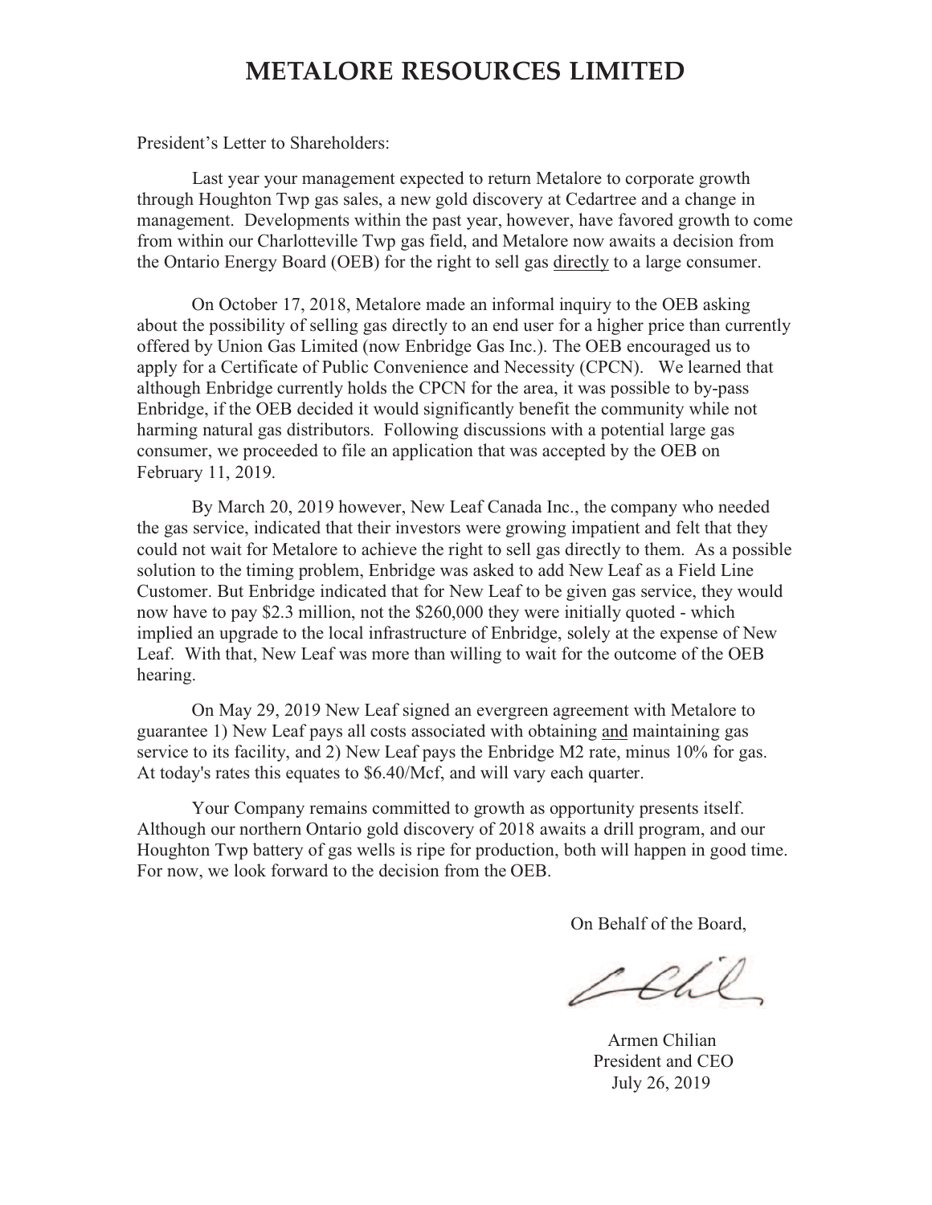# METALORE RESOURCES LIMITED

President's Letter to Shareholders:

Last year your management expected to return Metalore to corporate growth through Houghton Twp gas sales, a new gold discovery at Cedartree and a change in management. Developments within the past year, however, have favored growth to come from within our Charlotteville Twp gas field, and Metalore now awaits a decision from the Ontario Energy Board (OEB) for the right to sell gas directly to a large consumer.

On October 17, 2018, Metalore made an informal inquiry to the OEB asking about the possibility of selling gas directly to an end user for a higher price than currently offered by Union Gas Limited (now Enbridge Gas Inc.). The OEB encouraged us to apply for a Certificate of Public Convenience and Necessity (CPCN). We learned that although Enbridge currently holds the CPCN for the area, it was possible to by-pass Enbridge, if the OEB decided it would significantly benefit the community while not harming natural gas distributors. Following discussions with a potential large gas consumer, we proceeded to file an application that was accepted by the OEB on February 11, 2019.

By March 20, 2019 however, New Leaf Canada Inc., the company who needed the gas service, indicated that their investors were growing impatient and felt that they could not wait for Metalore to achieve the right to sell gas directly to them. As a possible solution to the timing problem, Enbridge was asked to add New Leaf as a Field Line Customer. But Enbridge indicated that for New Leaf to be given gas service, they would now have to pay $2.3 million, not the $260,000 they were initially quoted - which implied an upgrade to the local infrastructure of Enbridge, solely at the expense of New Leaf. With that, New Leaf was more than willing to wait for the outcome of the OEB hearing.

On May 29, 2019 New Leaf signed an evergreen agreement with Metalore to guarantee 1) New Leaf pays all costs associated with obtaining and maintaining gas service to its facility, and 2) New Leaf pays the Enbridge M2 rate, minus 10% for gas. At today's rates this equates to $6.40/Mcf, and will vary each quarter.

Your Company remains committed to growth as opportunity presents itself. Although our northern Ontario gold discovery of 2018 awaits a drill program, and our Houghton Twp battery of gas wells is ripe for production, both will happen in good time. For now, we look forward to the decision from the OEB.

On Behalf of the Board,

Armen Chilian
President and CEO
July 26, 2019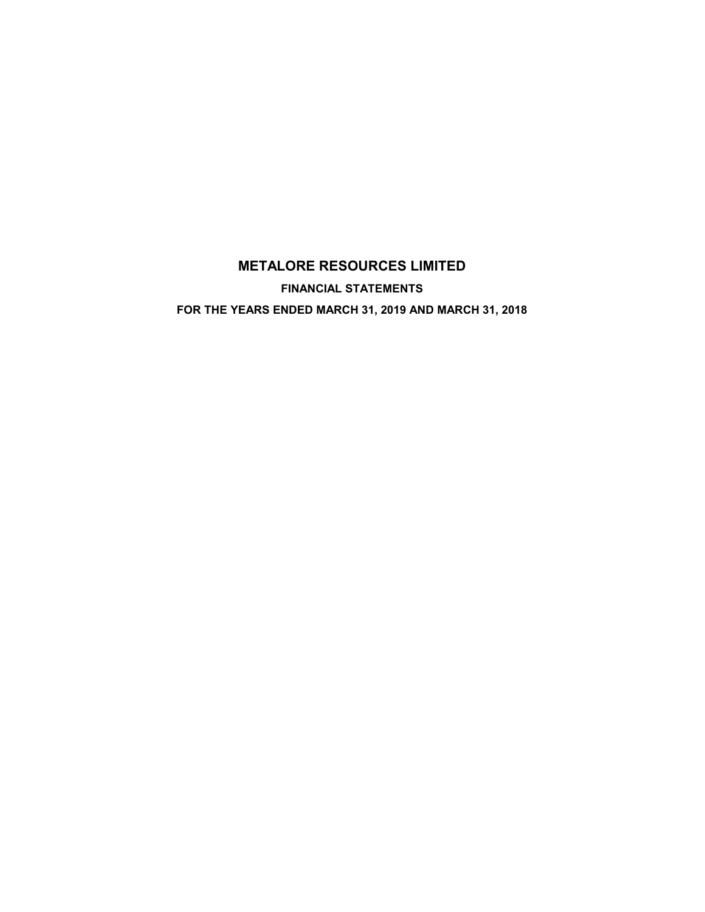# METALORE RESOURCES LIMITED

## FINANCIAL STATEMENTS

## FOR THE YEARS ENDED MARCH 31, 2019 AND MARCH 31, 2018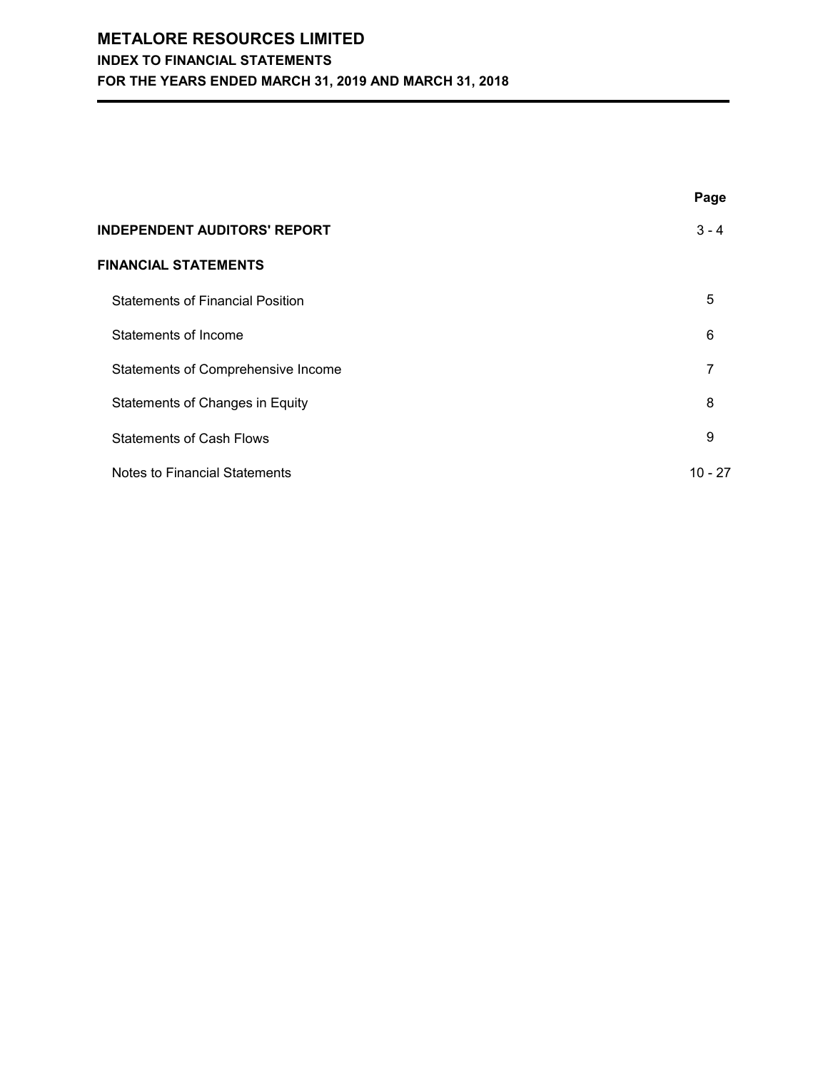# METALORE RESOURCES LIMITED

## INDEX TO FINANCIAL STATEMENTS

## FOR THE YEARS ENDED MARCH 31, 2019 AND MARCH 31, 2018

| | Page |
|---|---|
| **INDEPENDENT AUDITORS' REPORT** | 3 - 4 |
| **FINANCIAL STATEMENTS** | |
| Statements of Financial Position | 5 |
| Statements of Income | 6 |
| Statements of Comprehensive Income | 7 |
| Statements of Changes in Equity | 8 |
| Statements of Cash Flows | 9 |
| Notes to Financial Statements | 10 - 27 |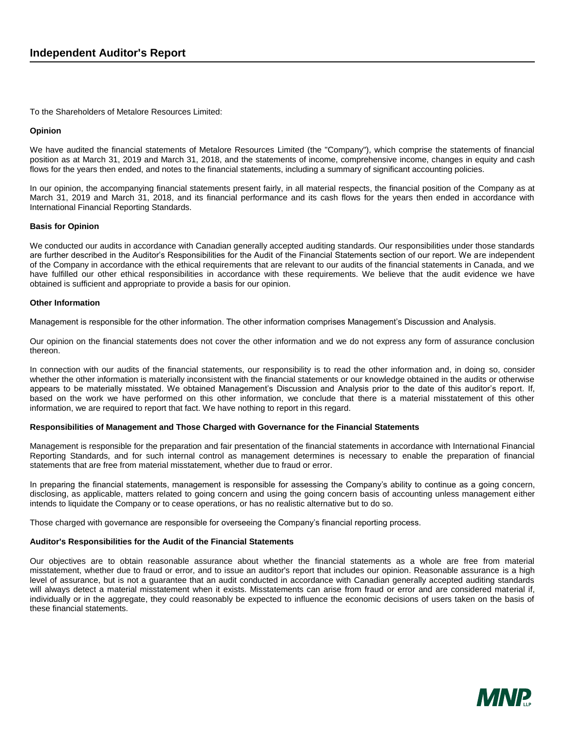# Independent Auditor's Report

To the Shareholders of Metalore Resources Limited:

**Opinion**

We have audited the financial statements of Metalore Resources Limited (the "Company"), which comprise the statements of financial position as at March 31, 2019 and March 31, 2018, and the statements of income, comprehensive income, changes in equity and cash flows for the years then ended, and notes to the financial statements, including a summary of significant accounting policies.

In our opinion, the accompanying financial statements present fairly, in all material respects, the financial position of the Company as at March 31, 2019 and March 31, 2018, and its financial performance and its cash flows for the years then ended in accordance with International Financial Reporting Standards.

**Basis for Opinion**

We conducted our audits in accordance with Canadian generally accepted auditing standards. Our responsibilities under those standards are further described in the Auditor's Responsibilities for the Audit of the Financial Statements section of our report. We are independent of the Company in accordance with the ethical requirements that are relevant to our audits of the financial statements in Canada, and we have fulfilled our other ethical responsibilities in accordance with these requirements. We believe that the audit evidence we have obtained is sufficient and appropriate to provide a basis for our opinion.

**Other Information**

Management is responsible for the other information. The other information comprises Management's Discussion and Analysis.

Our opinion on the financial statements does not cover the other information and we do not express any form of assurance conclusion thereon.

In connection with our audits of the financial statements, our responsibility is to read the other information and, in doing so, consider whether the other information is materially inconsistent with the financial statements or our knowledge obtained in the audits or otherwise appears to be materially misstated. We obtained Management's Discussion and Analysis prior to the date of this auditor's report. If, based on the work we have performed on this other information, we conclude that there is a material misstatement of this other information, we are required to report that fact. We have nothing to report in this regard.

**Responsibilities of Management and Those Charged with Governance for the Financial Statements**

Management is responsible for the preparation and fair presentation of the financial statements in accordance with International Financial Reporting Standards, and for such internal control as management determines is necessary to enable the preparation of financial statements that are free from material misstatement, whether due to fraud or error.

In preparing the financial statements, management is responsible for assessing the Company's ability to continue as a going concern, disclosing, as applicable, matters related to going concern and using the going concern basis of accounting unless management either intends to liquidate the Company or to cease operations, or has no realistic alternative but to do so.

Those charged with governance are responsible for overseeing the Company's financial reporting process.

**Auditor's Responsibilities for the Audit of the Financial Statements**

Our objectives are to obtain reasonable assurance about whether the financial statements as a whole are free from material misstatement, whether due to fraud or error, and to issue an auditor's report that includes our opinion. Reasonable assurance is a high level of assurance, but is not a guarantee that an audit conducted in accordance with Canadian generally accepted auditing standards will always detect a material misstatement when it exists. Misstatements can arise from fraud or error and are considered material if, individually or in the aggregate, they could reasonably be expected to influence the economic decisions of users taken on the basis of these financial statements.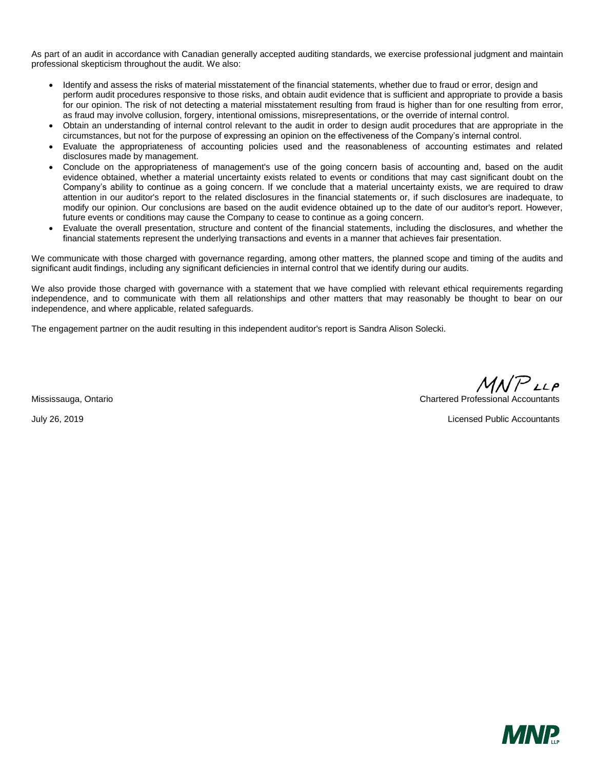As part of an audit in accordance with Canadian generally accepted auditing standards, we exercise professional judgment and maintain professional skepticism throughout the audit. We also:

- Identify and assess the risks of material misstatement of the financial statements, whether due to fraud or error, design and perform audit procedures responsive to those risks, and obtain audit evidence that is sufficient and appropriate to provide a basis for our opinion. The risk of not detecting a material misstatement resulting from fraud is higher than for one resulting from error, as fraud may involve collusion, forgery, intentional omissions, misrepresentations, or the override of internal control.
- Obtain an understanding of internal control relevant to the audit in order to design audit procedures that are appropriate in the circumstances, but not for the purpose of expressing an opinion on the effectiveness of the Company's internal control.
- Evaluate the appropriateness of accounting policies used and the reasonableness of accounting estimates and related disclosures made by management.
- Conclude on the appropriateness of management's use of the going concern basis of accounting and, based on the audit evidence obtained, whether a material uncertainty exists related to events or conditions that may cast significant doubt on the Company's ability to continue as a going concern. If we conclude that a material uncertainty exists, we are required to draw attention in our auditor's report to the related disclosures in the financial statements or, if such disclosures are inadequate, to modify our opinion. Our conclusions are based on the audit evidence obtained up to the date of our auditor's report. However, future events or conditions may cause the Company to cease to continue as a going concern.
- Evaluate the overall presentation, structure and content of the financial statements, including the disclosures, and whether the financial statements represent the underlying transactions and events in a manner that achieves fair presentation.

We communicate with those charged with governance regarding, among other matters, the planned scope and timing of the audits and significant audit findings, including any significant deficiencies in internal control that we identify during our audits.

We also provide those charged with governance with a statement that we have complied with relevant ethical requirements regarding independence, and to communicate with them all relationships and other matters that may reasonably be thought to bear on our independence, and where applicable, related safeguards.

The engagement partner on the audit resulting in this independent auditor's report is Sandra Alison Solecki.

MNP LLP

Mississauga, Ontario

July 26, 2019

Chartered Professional Accountants

Licensed Public Accountants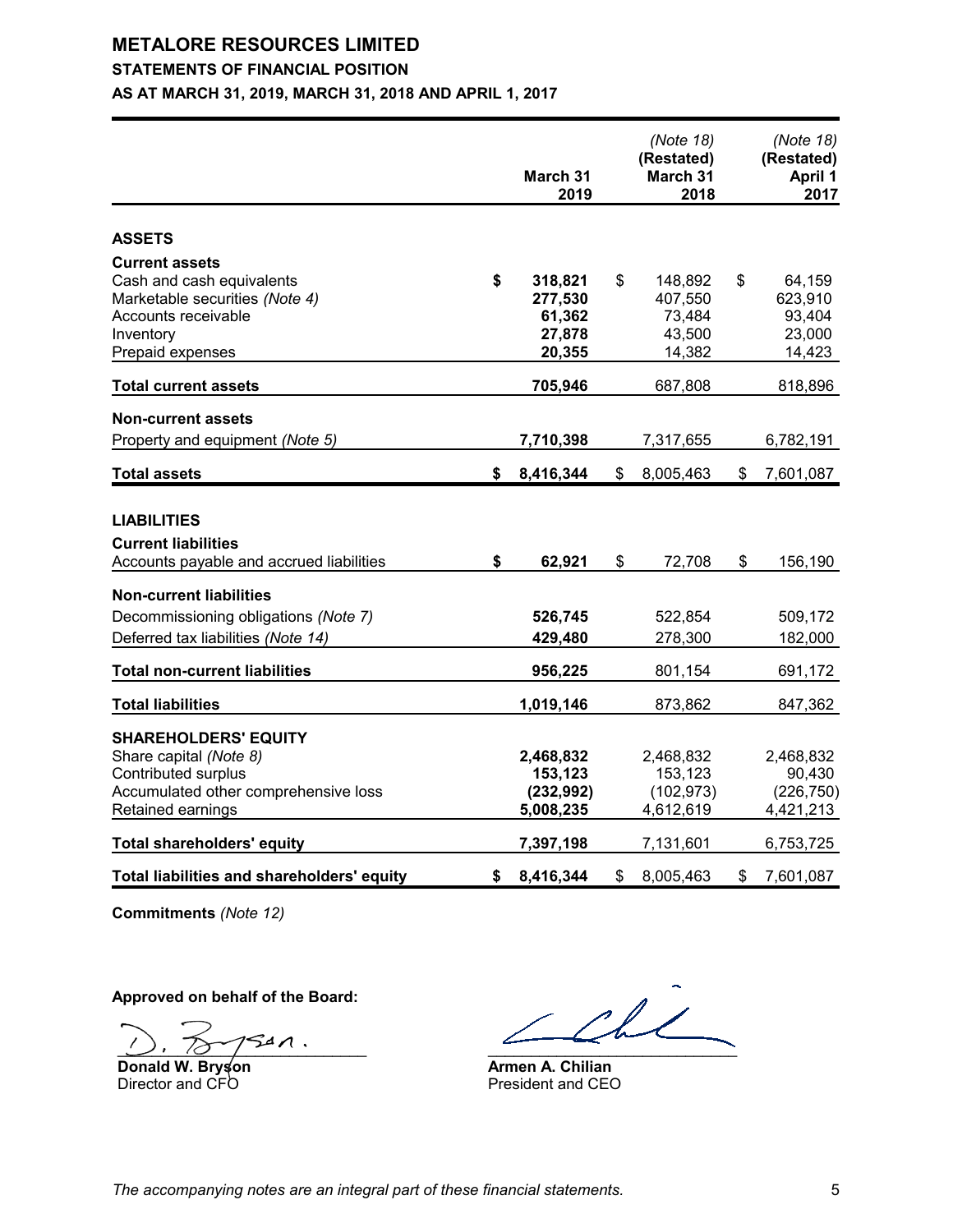# METALORE RESOURCES LIMITED

## STATEMENTS OF FINANCIAL POSITION

## AS AT MARCH 31, 2019, MARCH 31, 2018 AND APRIL 1, 2017

| | March 31 2019 | *(Note 18)* (Restated) March 31 2018 | *(Note 18)* (Restated) April 1 2017 |
|---|---|---|---|
| **ASSETS** | | | |
| **Current assets** | | | |
| Cash and cash equivalents | **$ 318,821** | $ 148,892 | $ 64,159 |
| Marketable securities *(Note 4)* | **277,530** | 407,550 | 623,910 |
| Accounts receivable | **61,362** | 73,484 | 93,404 |
| Inventory | **27,878** | 43,500 | 23,000 |
| Prepaid expenses | **20,355** | 14,382 | 14,423 |
| **Total current assets** | **705,946** | 687,808 | 818,896 |
| **Non-current assets** | | | |
| Property and equipment *(Note 5)* | **7,710,398** | 7,317,655 | 6,782,191 |
| **Total assets** | **$ 8,416,344** | $ 8,005,463 | $ 7,601,087 |
| **LIABILITIES** | | | |
| **Current liabilities** | | | |
| Accounts payable and accrued liabilities | **$ 62,921** | $ 72,708 | $ 156,190 |
| **Non-current liabilities** | | | |
| Decommissioning obligations *(Note 7)* | **526,745** | 522,854 | 509,172 |
| Deferred tax liabilities *(Note 14)* | **429,480** | 278,300 | 182,000 |
| **Total non-current liabilities** | **956,225** | 801,154 | 691,172 |
| **Total liabilities** | **1,019,146** | 873,862 | 847,362 |
| **SHAREHOLDERS' EQUITY** | | | |
| Share capital *(Note 8)* | **2,468,832** | 2,468,832 | 2,468,832 |
| Contributed surplus | **153,123** | 153,123 | 90,430 |
| Accumulated other comprehensive loss | **(232,992)** | (102,973) | (226,750) |
| Retained earnings | **5,008,235** | 4,612,619 | 4,421,213 |
| **Total shareholders' equity** | **7,397,198** | 7,131,601 | 6,753,725 |
| **Total liabilities and shareholders' equity** | **$ 8,416,344** | $ 8,005,463 | $ 7,601,087 |

**Commitments** *(Note 12)*

**Approved on behalf of the Board:**

**Donald W. Bryson**
Director and CFO

**Armen A. Chilian**
President and CEO

*The accompanying notes are an integral part of these financial statements.*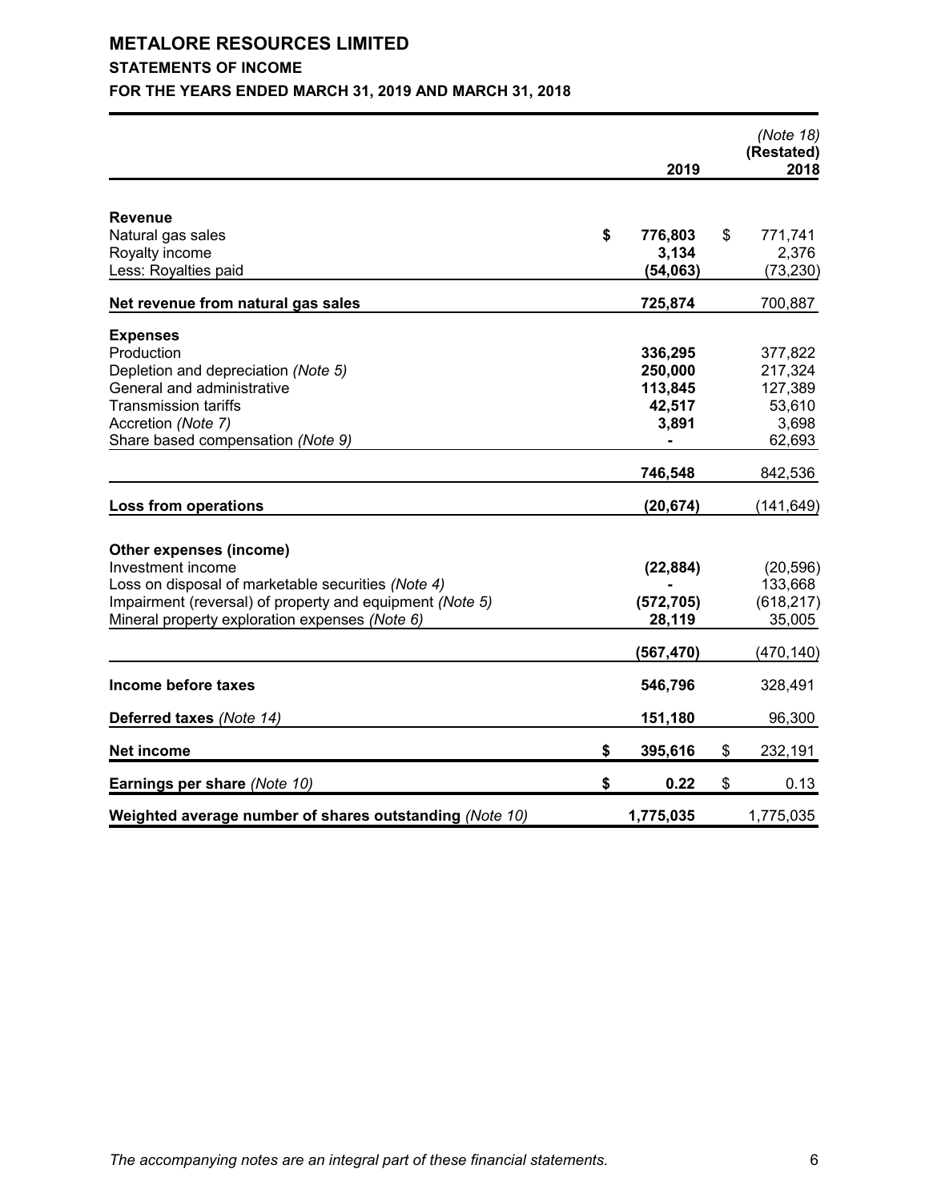# METALORE RESOURCES LIMITED

## STATEMENTS OF INCOME

### FOR THE YEARS ENDED MARCH 31, 2019 AND MARCH 31, 2018

| | 2019 | *(Note 18)* **(Restated)** 2018 |
|---|---|---|
| **Revenue** | | |
| Natural gas sales | **$ 776,803** | $ 771,741 |
| Royalty income | **3,134** | 2,376 |
| Less: Royalties paid | **(54,063)** | (73,230) |
| **Net revenue from natural gas sales** | **725,874** | 700,887 |
| **Expenses** | | |
| Production | **336,295** | 377,822 |
| Depletion and depreciation *(Note 5)* | **250,000** | 217,324 |
| General and administrative | **113,845** | 127,389 |
| Transmission tariffs | **42,517** | 53,610 |
| Accretion *(Note 7)* | **3,891** | 3,698 |
| Share based compensation *(Note 9)* | **-** | 62,693 |
| | **746,548** | 842,536 |
| **Loss from operations** | **(20,674)** | (141,649) |
| **Other expenses (income)** | | |
| Investment income | **(22,884)** | (20,596) |
| Loss on disposal of marketable securities *(Note 4)* | **-** | 133,668 |
| Impairment (reversal) of property and equipment *(Note 5)* | **(572,705)** | (618,217) |
| Mineral property exploration expenses *(Note 6)* | **28,119** | 35,005 |
| | **(567,470)** | (470,140) |
| **Income before taxes** | **546,796** | 328,491 |
| **Deferred taxes** *(Note 14)* | **151,180** | 96,300 |
| **Net income** | **$ 395,616** | $ 232,191 |
| **Earnings per share** *(Note 10)* | **$ 0.22** | $ 0.13 |
| **Weighted average number of shares outstanding** *(Note 10)* | **1,775,035** | 1,775,035 |

*The accompanying notes are an integral part of these financial statements.*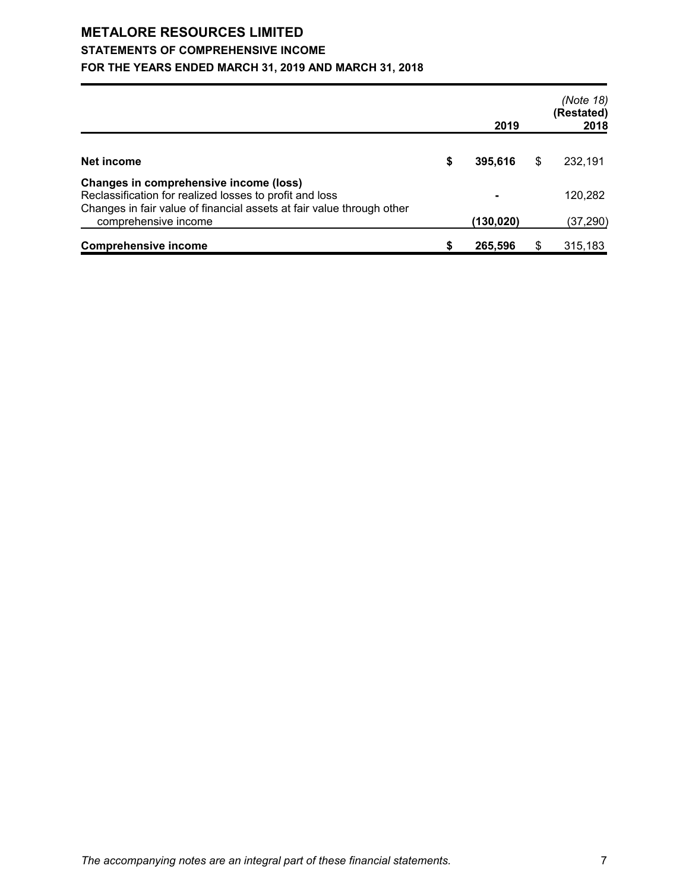# METALORE RESOURCES LIMITED

## STATEMENTS OF COMPREHENSIVE INCOME

### FOR THE YEARS ENDED MARCH 31, 2019 AND MARCH 31, 2018

| | 2019 | *(Note 18)* **(Restated)** 2018 |
|---|---|---|
| **Net income** | **$ 395,616** | $ 232,191 |
| **Changes in comprehensive income (loss)** | | |
| Reclassification for realized losses to profit and loss | **-** | 120,282 |
| Changes in fair value of financial assets at fair value through other comprehensive income | **(130,020)** | (37,290) |
| **Comprehensive income** | **$ 265,596** | $ 315,183 |

*The accompanying notes are an integral part of these financial statements.*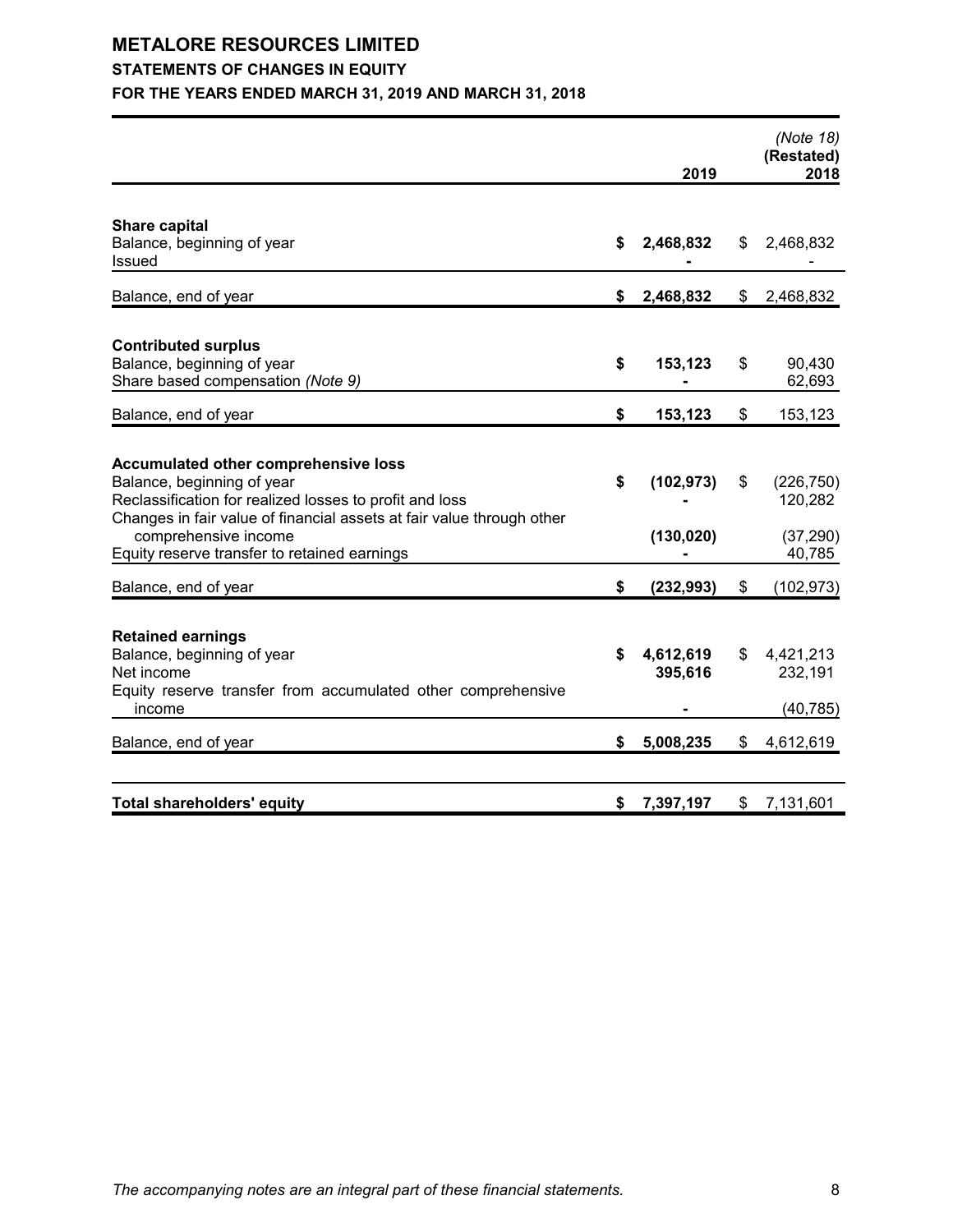# METALORE RESOURCES LIMITED

## STATEMENTS OF CHANGES IN EQUITY

### FOR THE YEARS ENDED MARCH 31, 2019 AND MARCH 31, 2018

| | 2019 | *(Note 18)* **(Restated)** 2018 |
|---|---|---|
| **Share capital** | | |
| Balance, beginning of year | **$ 2,468,832** | $ 2,468,832 |
| Issued | **-** | - |
| Balance, end of year | **$ 2,468,832** | $ 2,468,832 |
| **Contributed surplus** | | |
| Balance, beginning of year | **$ 153,123** | $ 90,430 |
| Share based compensation *(Note 9)* | **-** | 62,693 |
| Balance, end of year | **$ 153,123** | $ 153,123 |
| **Accumulated other comprehensive loss** | | |
| Balance, beginning of year | **$ (102,973)** | $ (226,750) |
| Reclassification for realized losses to profit and loss | **-** | 120,282 |
| Changes in fair value of financial assets at fair value through other comprehensive income | **(130,020)** | (37,290) |
| Equity reserve transfer to retained earnings | **-** | 40,785 |
| Balance, end of year | **$ (232,993)** | $ (102,973) |
| **Retained earnings** | | |
| Balance, beginning of year | **$ 4,612,619** | $ 4,421,213 |
| Net income | **395,616** | 232,191 |
| Equity reserve transfer from accumulated other comprehensive income | **-** | (40,785) |
| Balance, end of year | **$ 5,008,235** | $ 4,612,619 |
| **Total shareholders' equity** | **$ 7,397,197** | $ 7,131,601 |

*The accompanying notes are an integral part of these financial statements.*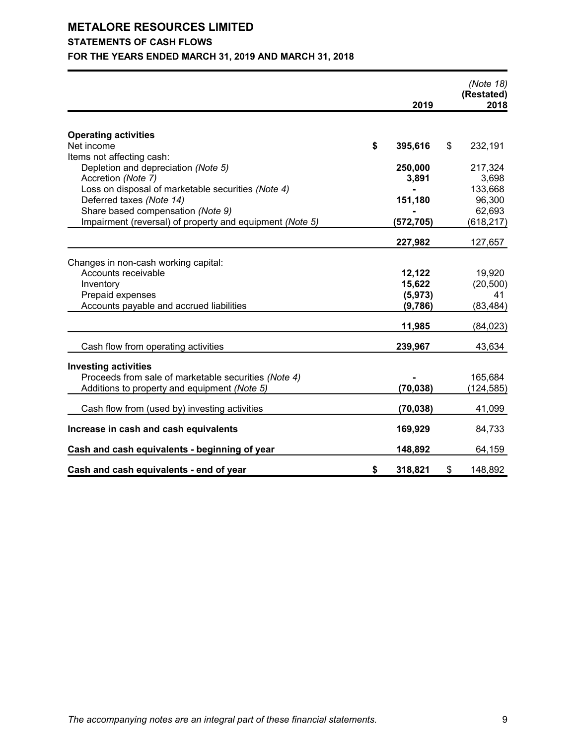# METALORE RESOURCES LIMITED

## STATEMENTS OF CASH FLOWS

### FOR THE YEARS ENDED MARCH 31, 2019 AND MARCH 31, 2018

| | 2019 | *(Note 18)* **(Restated)** 2018 |
|---|---|---|
| **Operating activities** | | |
| Net income | **$ 395,616** | $ 232,191 |
| Items not affecting cash: | | |
| Depletion and depreciation *(Note 5)* | **250,000** | 217,324 |
| Accretion *(Note 7)* | **3,891** | 3,698 |
| Loss on disposal of marketable securities *(Note 4)* | **-** | 133,668 |
| Deferred taxes *(Note 14)* | **151,180** | 96,300 |
| Share based compensation *(Note 9)* | **-** | 62,693 |
| Impairment (reversal) of property and equipment *(Note 5)* | **(572,705)** | (618,217) |
| | **227,982** | 127,657 |
| Changes in non-cash working capital: | | |
| Accounts receivable | **12,122** | 19,920 |
| Inventory | **15,622** | (20,500) |
| Prepaid expenses | **(5,973)** | 41 |
| Accounts payable and accrued liabilities | **(9,786)** | (83,484) |
| | **11,985** | (84,023) |
| Cash flow from operating activities | **239,967** | 43,634 |
| **Investing activities** | | |
| Proceeds from sale of marketable securities *(Note 4)* | **-** | 165,684 |
| Additions to property and equipment *(Note 5)* | **(70,038)** | (124,585) |
| Cash flow from (used by) investing activities | **(70,038)** | 41,099 |
| **Increase in cash and cash equivalents** | **169,929** | 84,733 |
| **Cash and cash equivalents - beginning of year** | **148,892** | 64,159 |
| **Cash and cash equivalents - end of year** | **$ 318,821** | $ 148,892 |

*The accompanying notes are an integral part of these financial statements.*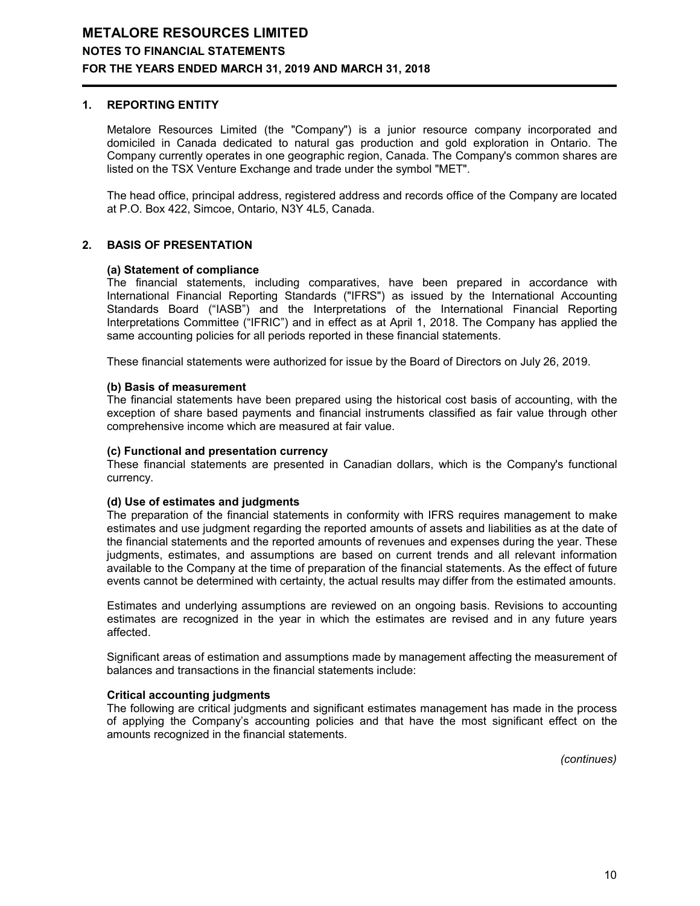## 1. REPORTING ENTITY

Metalore Resources Limited (the "Company") is a junior resource company incorporated and domiciled in Canada dedicated to natural gas production and gold exploration in Ontario. The Company currently operates in one geographic region, Canada. The Company's common shares are listed on the TSX Venture Exchange and trade under the symbol "MET".

The head office, principal address, registered address and records office of the Company are located at P.O. Box 422, Simcoe, Ontario, N3Y 4L5, Canada.

## 2. BASIS OF PRESENTATION

### (a) Statement of compliance

The financial statements, including comparatives, have been prepared in accordance with International Financial Reporting Standards ("IFRS") as issued by the International Accounting Standards Board ("IASB") and the Interpretations of the International Financial Reporting Interpretations Committee ("IFRIC") and in effect as at April 1, 2018. The Company has applied the same accounting policies for all periods reported in these financial statements.

These financial statements were authorized for issue by the Board of Directors on July 26, 2019.

### (b) Basis of measurement

The financial statements have been prepared using the historical cost basis of accounting, with the exception of share based payments and financial instruments classified as fair value through other comprehensive income which are measured at fair value.

### (c) Functional and presentation currency

These financial statements are presented in Canadian dollars, which is the Company's functional currency.

### (d) Use of estimates and judgments

The preparation of the financial statements in conformity with IFRS requires management to make estimates and use judgment regarding the reported amounts of assets and liabilities as at the date of the financial statements and the reported amounts of revenues and expenses during the year. These judgments, estimates, and assumptions are based on current trends and all relevant information available to the Company at the time of preparation of the financial statements. As the effect of future events cannot be determined with certainty, the actual results may differ from the estimated amounts.

Estimates and underlying assumptions are reviewed on an ongoing basis. Revisions to accounting estimates are recognized in the year in which the estimates are revised and in any future years affected.

Significant areas of estimation and assumptions made by management affecting the measurement of balances and transactions in the financial statements include:

**Critical accounting judgments**

The following are critical judgments and significant estimates management has made in the process of applying the Company's accounting policies and that have the most significant effect on the amounts recognized in the financial statements.

*(continues)*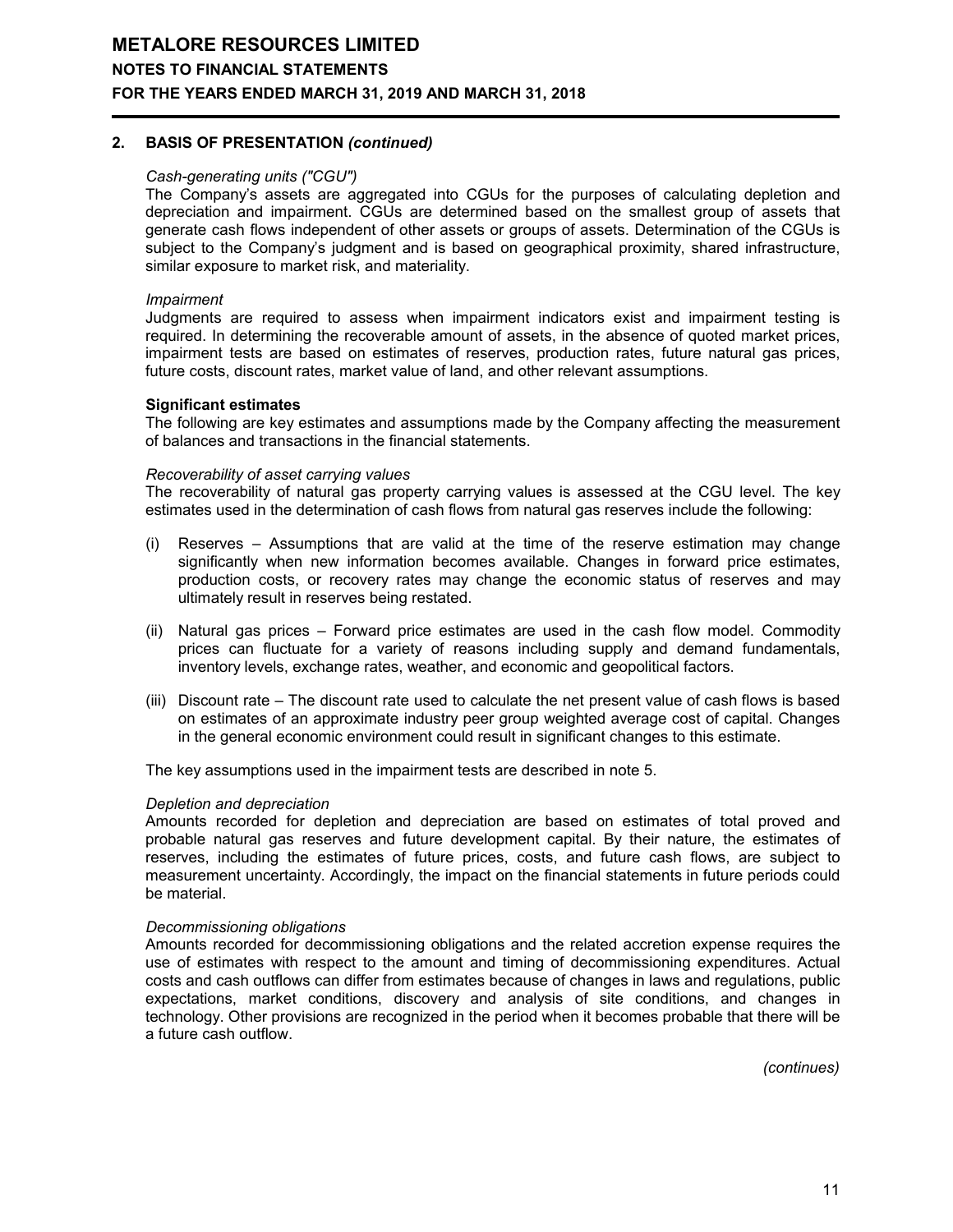## 2. BASIS OF PRESENTATION *(continued)*

*Cash-generating units ("CGU")*

The Company's assets are aggregated into CGUs for the purposes of calculating depletion and depreciation and impairment. CGUs are determined based on the smallest group of assets that generate cash flows independent of other assets or groups of assets. Determination of the CGUs is subject to the Company's judgment and is based on geographical proximity, shared infrastructure, similar exposure to market risk, and materiality.

*Impairment*

Judgments are required to assess when impairment indicators exist and impairment testing is required. In determining the recoverable amount of assets, in the absence of quoted market prices, impairment tests are based on estimates of reserves, production rates, future natural gas prices, future costs, discount rates, market value of land, and other relevant assumptions.

**Significant estimates**

The following are key estimates and assumptions made by the Company affecting the measurement of balances and transactions in the financial statements.

*Recoverability of asset carrying values*

The recoverability of natural gas property carrying values is assessed at the CGU level. The key estimates used in the determination of cash flows from natural gas reserves include the following:

(i) Reserves – Assumptions that are valid at the time of the reserve estimation may change significantly when new information becomes available. Changes in forward price estimates, production costs, or recovery rates may change the economic status of reserves and may ultimately result in reserves being restated.

(ii) Natural gas prices – Forward price estimates are used in the cash flow model. Commodity prices can fluctuate for a variety of reasons including supply and demand fundamentals, inventory levels, exchange rates, weather, and economic and geopolitical factors.

(iii) Discount rate – The discount rate used to calculate the net present value of cash flows is based on estimates of an approximate industry peer group weighted average cost of capital. Changes in the general economic environment could result in significant changes to this estimate.

The key assumptions used in the impairment tests are described in note 5.

*Depletion and depreciation*

Amounts recorded for depletion and depreciation are based on estimates of total proved and probable natural gas reserves and future development capital. By their nature, the estimates of reserves, including the estimates of future prices, costs, and future cash flows, are subject to measurement uncertainty. Accordingly, the impact on the financial statements in future periods could be material.

*Decommissioning obligations*

Amounts recorded for decommissioning obligations and the related accretion expense requires the use of estimates with respect to the amount and timing of decommissioning expenditures. Actual costs and cash outflows can differ from estimates because of changes in laws and regulations, public expectations, market conditions, discovery and analysis of site conditions, and changes in technology. Other provisions are recognized in the period when it becomes probable that there will be a future cash outflow.

*(continues)*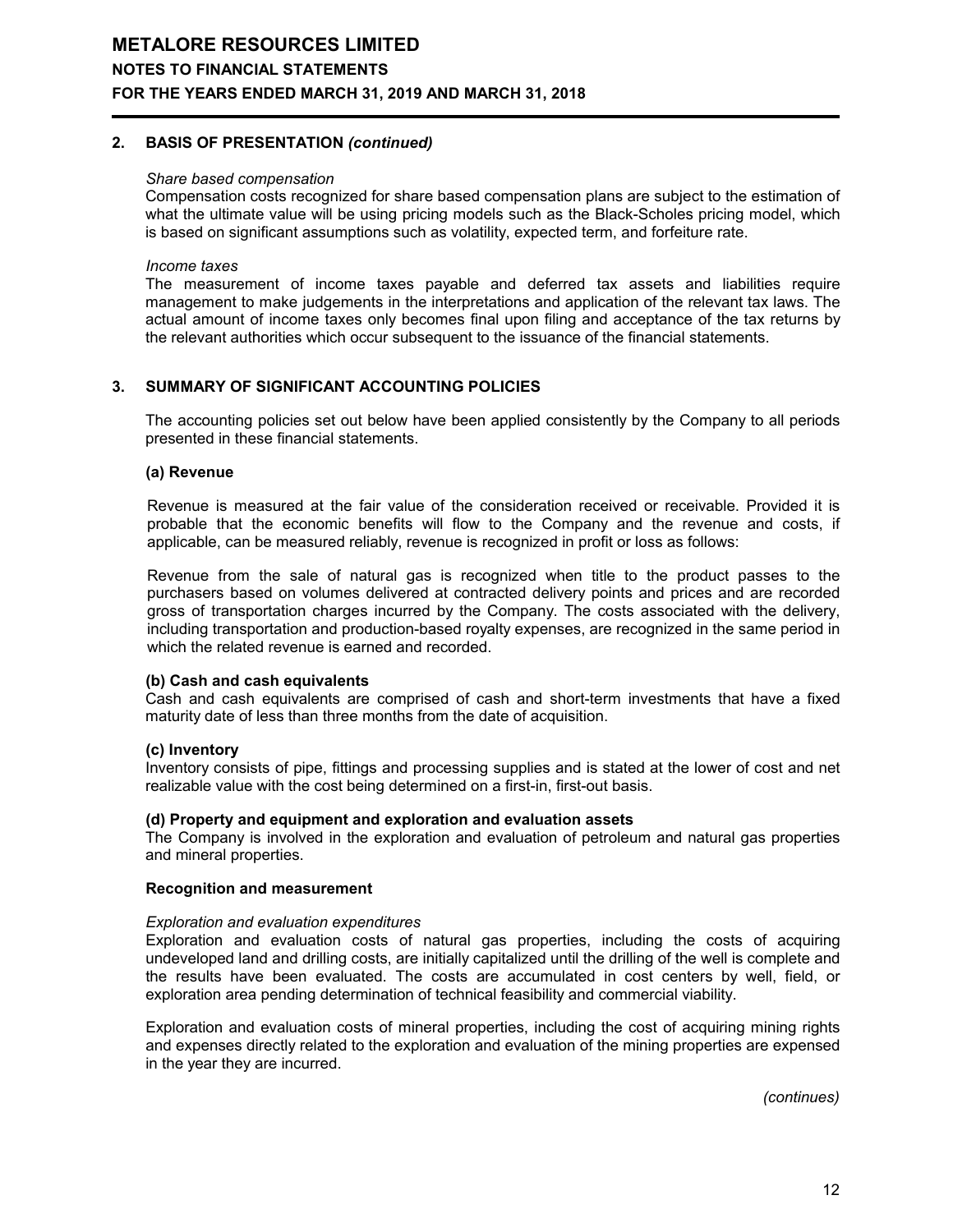## 2. BASIS OF PRESENTATION *(continued)*

*Share based compensation*

Compensation costs recognized for share based compensation plans are subject to the estimation of what the ultimate value will be using pricing models such as the Black-Scholes pricing model, which is based on significant assumptions such as volatility, expected term, and forfeiture rate.

*Income taxes*

The measurement of income taxes payable and deferred tax assets and liabilities require management to make judgements in the interpretations and application of the relevant tax laws. The actual amount of income taxes only becomes final upon filing and acceptance of the tax returns by the relevant authorities which occur subsequent to the issuance of the financial statements.

## 3. SUMMARY OF SIGNIFICANT ACCOUNTING POLICIES

The accounting policies set out below have been applied consistently by the Company to all periods presented in these financial statements.

### (a) Revenue

Revenue is measured at the fair value of the consideration received or receivable. Provided it is probable that the economic benefits will flow to the Company and the revenue and costs, if applicable, can be measured reliably, revenue is recognized in profit or loss as follows:

Revenue from the sale of natural gas is recognized when title to the product passes to the purchasers based on volumes delivered at contracted delivery points and prices and are recorded gross of transportation charges incurred by the Company. The costs associated with the delivery, including transportation and production-based royalty expenses, are recognized in the same period in which the related revenue is earned and recorded.

### (b) Cash and cash equivalents

Cash and cash equivalents are comprised of cash and short-term investments that have a fixed maturity date of less than three months from the date of acquisition.

### (c) Inventory

Inventory consists of pipe, fittings and processing supplies and is stated at the lower of cost and net realizable value with the cost being determined on a first-in, first-out basis.

### (d) Property and equipment and exploration and evaluation assets

The Company is involved in the exploration and evaluation of petroleum and natural gas properties and mineral properties.

**Recognition and measurement**

*Exploration and evaluation expenditures*

Exploration and evaluation costs of natural gas properties, including the costs of acquiring undeveloped land and drilling costs, are initially capitalized until the drilling of the well is complete and the results have been evaluated. The costs are accumulated in cost centers by well, field, or exploration area pending determination of technical feasibility and commercial viability.

Exploration and evaluation costs of mineral properties, including the cost of acquiring mining rights and expenses directly related to the exploration and evaluation of the mining properties are expensed in the year they are incurred.

*(continues)*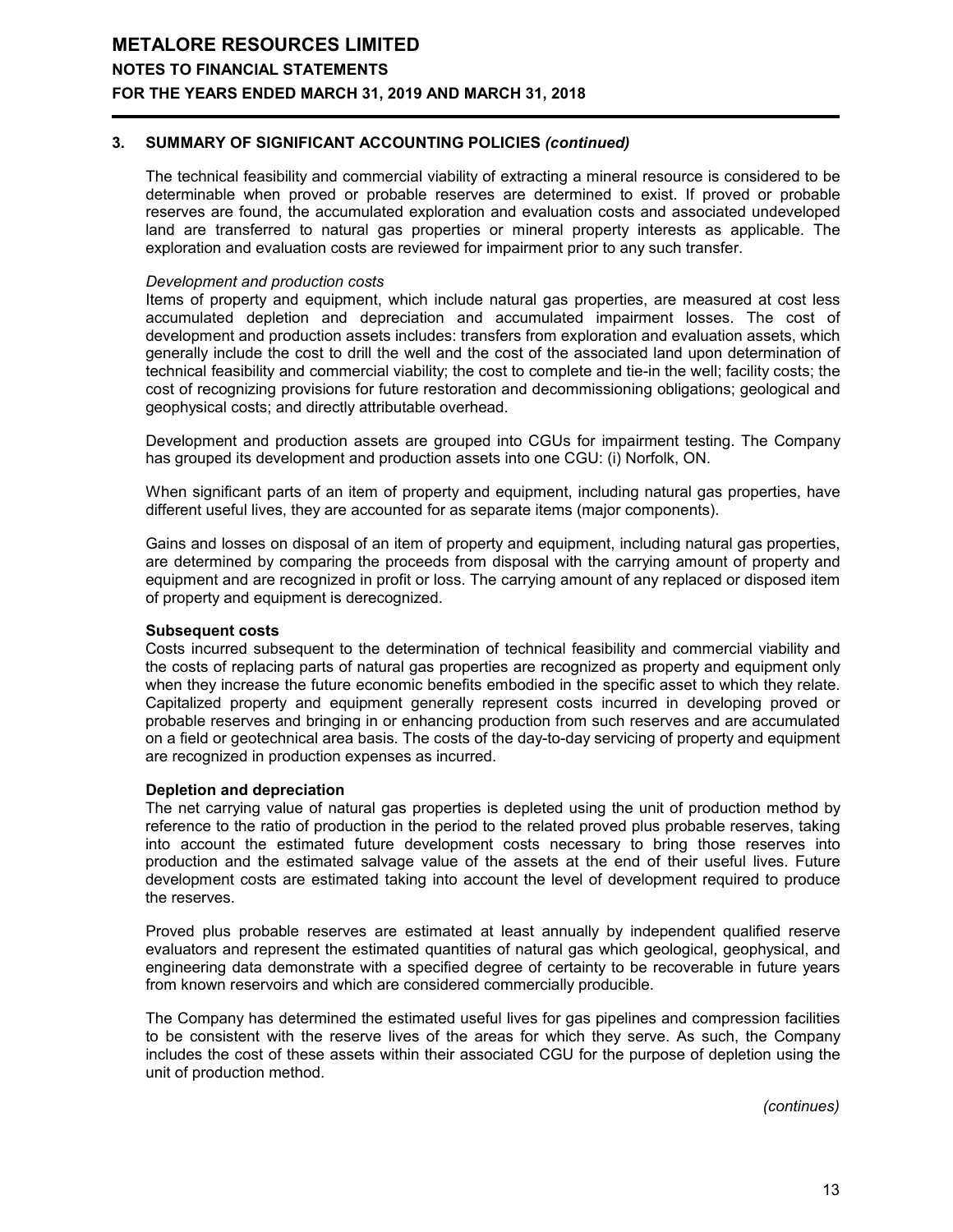## 3. SUMMARY OF SIGNIFICANT ACCOUNTING POLICIES *(continued)*

The technical feasibility and commercial viability of extracting a mineral resource is considered to be determinable when proved or probable reserves are determined to exist. If proved or probable reserves are found, the accumulated exploration and evaluation costs and associated undeveloped land are transferred to natural gas properties or mineral property interests as applicable. The exploration and evaluation costs are reviewed for impairment prior to any such transfer.

*Development and production costs*

Items of property and equipment, which include natural gas properties, are measured at cost less accumulated depletion and depreciation and accumulated impairment losses. The cost of development and production assets includes: transfers from exploration and evaluation assets, which generally include the cost to drill the well and the cost of the associated land upon determination of technical feasibility and commercial viability; the cost to complete and tie-in the well; facility costs; the cost of recognizing provisions for future restoration and decommissioning obligations; geological and geophysical costs; and directly attributable overhead.

Development and production assets are grouped into CGUs for impairment testing. The Company has grouped its development and production assets into one CGU: (i) Norfolk, ON.

When significant parts of an item of property and equipment, including natural gas properties, have different useful lives, they are accounted for as separate items (major components).

Gains and losses on disposal of an item of property and equipment, including natural gas properties, are determined by comparing the proceeds from disposal with the carrying amount of property and equipment and are recognized in profit or loss. The carrying amount of any replaced or disposed item of property and equipment is derecognized.

**Subsequent costs**

Costs incurred subsequent to the determination of technical feasibility and commercial viability and the costs of replacing parts of natural gas properties are recognized as property and equipment only when they increase the future economic benefits embodied in the specific asset to which they relate. Capitalized property and equipment generally represent costs incurred in developing proved or probable reserves and bringing in or enhancing production from such reserves and are accumulated on a field or geotechnical area basis. The costs of the day-to-day servicing of property and equipment are recognized in production expenses as incurred.

**Depletion and depreciation**

The net carrying value of natural gas properties is depleted using the unit of production method by reference to the ratio of production in the period to the related proved plus probable reserves, taking into account the estimated future development costs necessary to bring those reserves into production and the estimated salvage value of the assets at the end of their useful lives. Future development costs are estimated taking into account the level of development required to produce the reserves.

Proved plus probable reserves are estimated at least annually by independent qualified reserve evaluators and represent the estimated quantities of natural gas which geological, geophysical, and engineering data demonstrate with a specified degree of certainty to be recoverable in future years from known reservoirs and which are considered commercially producible.

The Company has determined the estimated useful lives for gas pipelines and compression facilities to be consistent with the reserve lives of the areas for which they serve. As such, the Company includes the cost of these assets within their associated CGU for the purpose of depletion using the unit of production method.

*(continues)*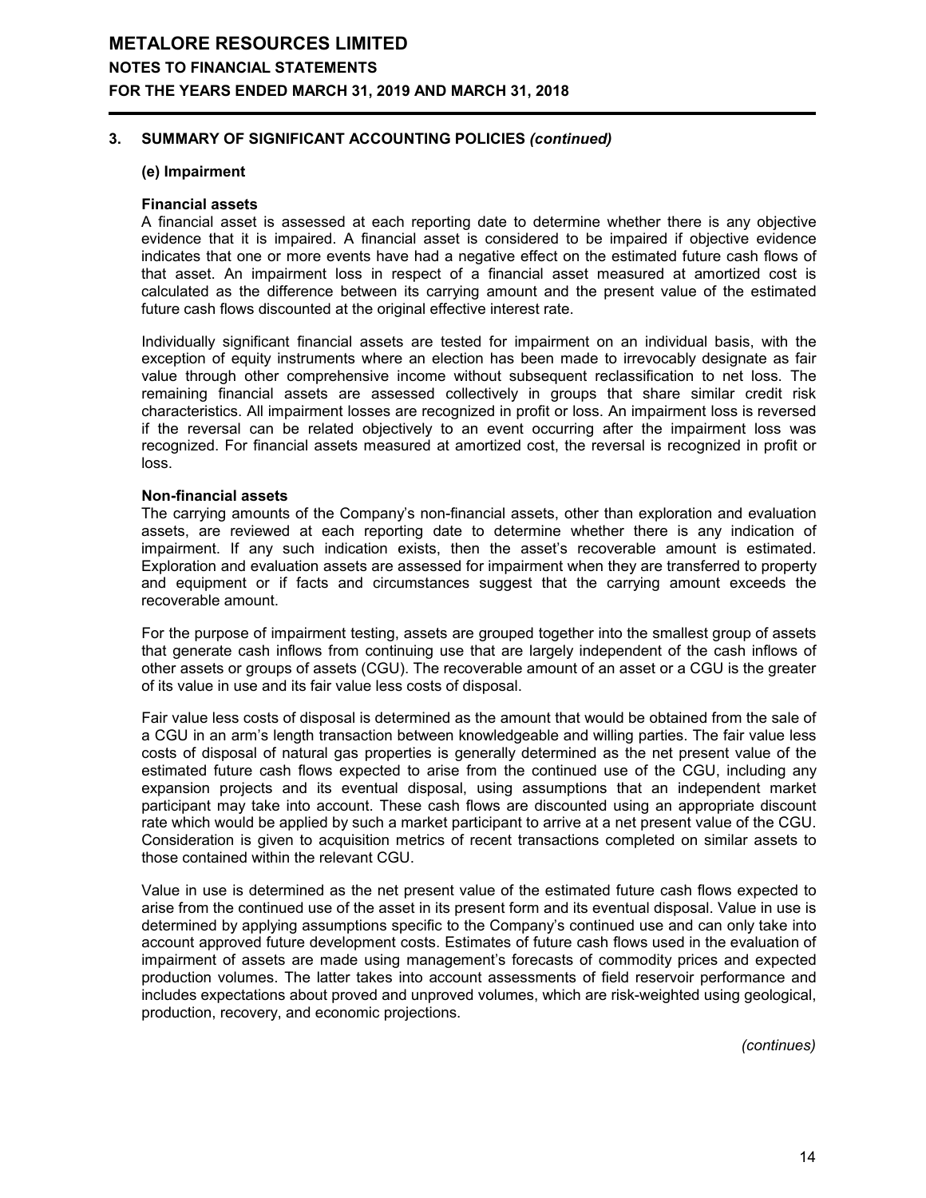## 3. SUMMARY OF SIGNIFICANT ACCOUNTING POLICIES *(continued)*

### (e) Impairment

**Financial assets**

A financial asset is assessed at each reporting date to determine whether there is any objective evidence that it is impaired. A financial asset is considered to be impaired if objective evidence indicates that one or more events have had a negative effect on the estimated future cash flows of that asset. An impairment loss in respect of a financial asset measured at amortized cost is calculated as the difference between its carrying amount and the present value of the estimated future cash flows discounted at the original effective interest rate.

Individually significant financial assets are tested for impairment on an individual basis, with the exception of equity instruments where an election has been made to irrevocably designate as fair value through other comprehensive income without subsequent reclassification to net loss. The remaining financial assets are assessed collectively in groups that share similar credit risk characteristics. All impairment losses are recognized in profit or loss. An impairment loss is reversed if the reversal can be related objectively to an event occurring after the impairment loss was recognized. For financial assets measured at amortized cost, the reversal is recognized in profit or loss.

**Non-financial assets**

The carrying amounts of the Company's non-financial assets, other than exploration and evaluation assets, are reviewed at each reporting date to determine whether there is any indication of impairment. If any such indication exists, then the asset's recoverable amount is estimated. Exploration and evaluation assets are assessed for impairment when they are transferred to property and equipment or if facts and circumstances suggest that the carrying amount exceeds the recoverable amount.

For the purpose of impairment testing, assets are grouped together into the smallest group of assets that generate cash inflows from continuing use that are largely independent of the cash inflows of other assets or groups of assets (CGU). The recoverable amount of an asset or a CGU is the greater of its value in use and its fair value less costs of disposal.

Fair value less costs of disposal is determined as the amount that would be obtained from the sale of a CGU in an arm's length transaction between knowledgeable and willing parties. The fair value less costs of disposal of natural gas properties is generally determined as the net present value of the estimated future cash flows expected to arise from the continued use of the CGU, including any expansion projects and its eventual disposal, using assumptions that an independent market participant may take into account. These cash flows are discounted using an appropriate discount rate which would be applied by such a market participant to arrive at a net present value of the CGU. Consideration is given to acquisition metrics of recent transactions completed on similar assets to those contained within the relevant CGU.

Value in use is determined as the net present value of the estimated future cash flows expected to arise from the continued use of the asset in its present form and its eventual disposal. Value in use is determined by applying assumptions specific to the Company's continued use and can only take into account approved future development costs. Estimates of future cash flows used in the evaluation of impairment of assets are made using management's forecasts of commodity prices and expected production volumes. The latter takes into account assessments of field reservoir performance and includes expectations about proved and unproved volumes, which are risk-weighted using geological, production, recovery, and economic projections.

*(continues)*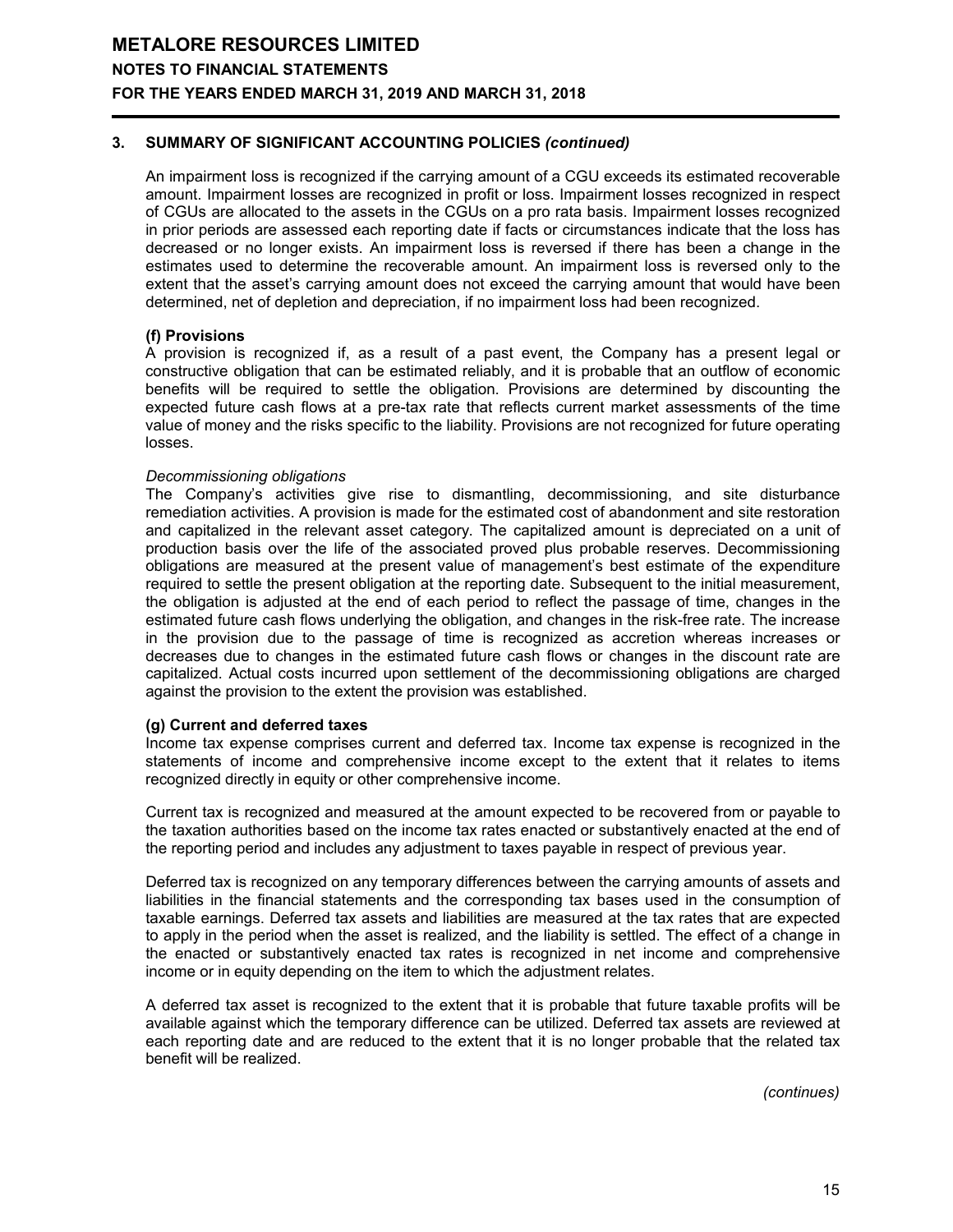## 3. SUMMARY OF SIGNIFICANT ACCOUNTING POLICIES *(continued)*

An impairment loss is recognized if the carrying amount of a CGU exceeds its estimated recoverable amount. Impairment losses are recognized in profit or loss. Impairment losses recognized in respect of CGUs are allocated to the assets in the CGUs on a pro rata basis. Impairment losses recognized in prior periods are assessed each reporting date if facts or circumstances indicate that the loss has decreased or no longer exists. An impairment loss is reversed if there has been a change in the estimates used to determine the recoverable amount. An impairment loss is reversed only to the extent that the asset's carrying amount does not exceed the carrying amount that would have been determined, net of depletion and depreciation, if no impairment loss had been recognized.

### (f) Provisions

A provision is recognized if, as a result of a past event, the Company has a present legal or constructive obligation that can be estimated reliably, and it is probable that an outflow of economic benefits will be required to settle the obligation. Provisions are determined by discounting the expected future cash flows at a pre-tax rate that reflects current market assessments of the time value of money and the risks specific to the liability. Provisions are not recognized for future operating losses.

*Decommissioning obligations*

The Company's activities give rise to dismantling, decommissioning, and site disturbance remediation activities. A provision is made for the estimated cost of abandonment and site restoration and capitalized in the relevant asset category. The capitalized amount is depreciated on a unit of production basis over the life of the associated proved plus probable reserves. Decommissioning obligations are measured at the present value of management's best estimate of the expenditure required to settle the present obligation at the reporting date. Subsequent to the initial measurement, the obligation is adjusted at the end of each period to reflect the passage of time, changes in the estimated future cash flows underlying the obligation, and changes in the risk-free rate. The increase in the provision due to the passage of time is recognized as accretion whereas increases or decreases due to changes in the estimated future cash flows or changes in the discount rate are capitalized. Actual costs incurred upon settlement of the decommissioning obligations are charged against the provision to the extent the provision was established.

### (g) Current and deferred taxes

Income tax expense comprises current and deferred tax. Income tax expense is recognized in the statements of income and comprehensive income except to the extent that it relates to items recognized directly in equity or other comprehensive income.

Current tax is recognized and measured at the amount expected to be recovered from or payable to the taxation authorities based on the income tax rates enacted or substantively enacted at the end of the reporting period and includes any adjustment to taxes payable in respect of previous year.

Deferred tax is recognized on any temporary differences between the carrying amounts of assets and liabilities in the financial statements and the corresponding tax bases used in the consumption of taxable earnings. Deferred tax assets and liabilities are measured at the tax rates that are expected to apply in the period when the asset is realized, and the liability is settled. The effect of a change in the enacted or substantively enacted tax rates is recognized in net income and comprehensive income or in equity depending on the item to which the adjustment relates.

A deferred tax asset is recognized to the extent that it is probable that future taxable profits will be available against which the temporary difference can be utilized. Deferred tax assets are reviewed at each reporting date and are reduced to the extent that it is no longer probable that the related tax benefit will be realized.

*(continues)*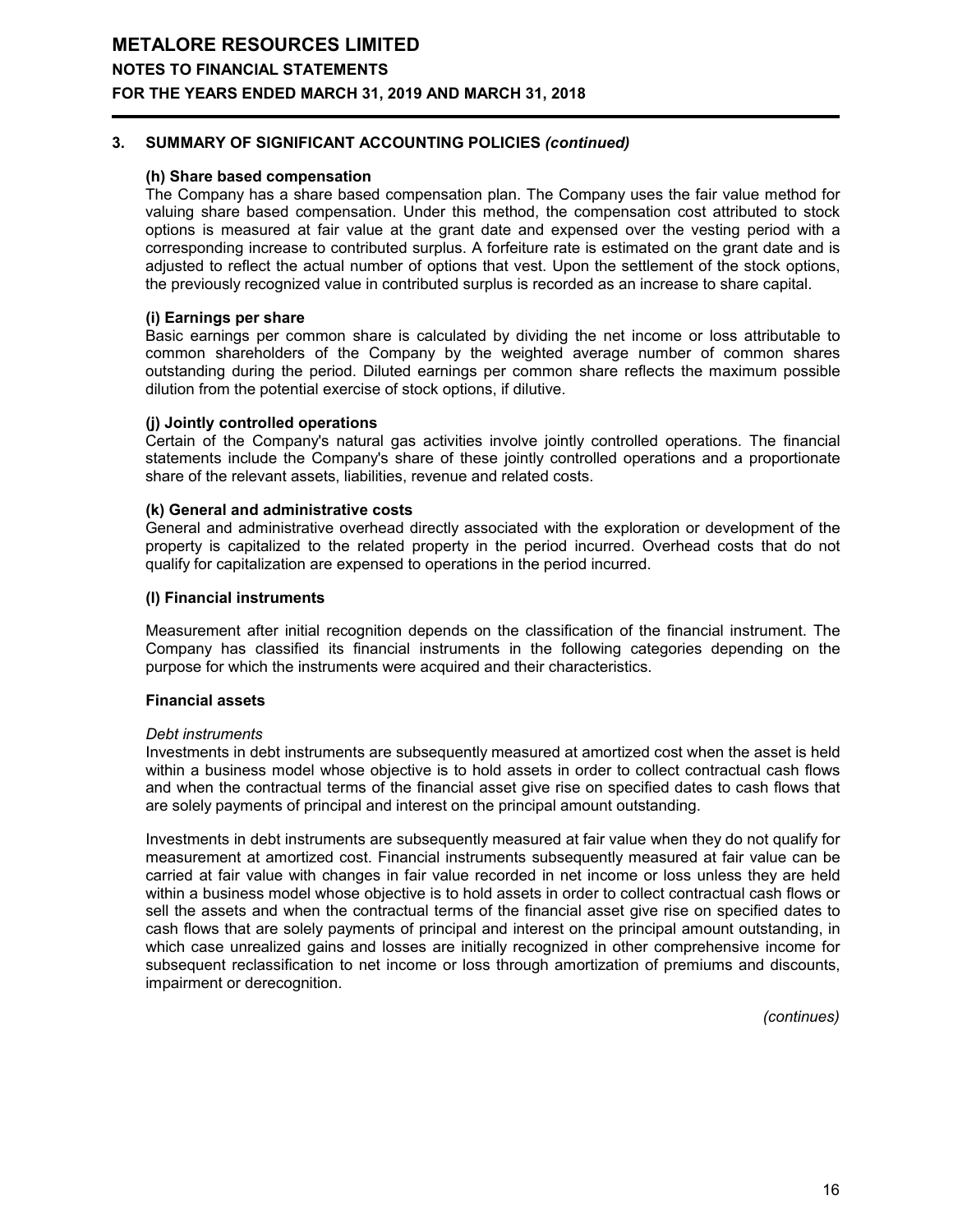## 3. SUMMARY OF SIGNIFICANT ACCOUNTING POLICIES *(continued)*

**(h) Share based compensation**

The Company has a share based compensation plan. The Company uses the fair value method for valuing share based compensation. Under this method, the compensation cost attributed to stock options is measured at fair value at the grant date and expensed over the vesting period with a corresponding increase to contributed surplus. A forfeiture rate is estimated on the grant date and is adjusted to reflect the actual number of options that vest. Upon the settlement of the stock options, the previously recognized value in contributed surplus is recorded as an increase to share capital.

**(i) Earnings per share**

Basic earnings per common share is calculated by dividing the net income or loss attributable to common shareholders of the Company by the weighted average number of common shares outstanding during the period. Diluted earnings per common share reflects the maximum possible dilution from the potential exercise of stock options, if dilutive.

**(j) Jointly controlled operations**

Certain of the Company's natural gas activities involve jointly controlled operations. The financial statements include the Company's share of these jointly controlled operations and a proportionate share of the relevant assets, liabilities, revenue and related costs.

**(k) General and administrative costs**

General and administrative overhead directly associated with the exploration or development of the property is capitalized to the related property in the period incurred. Overhead costs that do not qualify for capitalization are expensed to operations in the period incurred.

**(l) Financial instruments**

Measurement after initial recognition depends on the classification of the financial instrument. The Company has classified its financial instruments in the following categories depending on the purpose for which the instruments were acquired and their characteristics.

**Financial assets**

*Debt instruments*

Investments in debt instruments are subsequently measured at amortized cost when the asset is held within a business model whose objective is to hold assets in order to collect contractual cash flows and when the contractual terms of the financial asset give rise on specified dates to cash flows that are solely payments of principal and interest on the principal amount outstanding.

Investments in debt instruments are subsequently measured at fair value when they do not qualify for measurement at amortized cost. Financial instruments subsequently measured at fair value can be carried at fair value with changes in fair value recorded in net income or loss unless they are held within a business model whose objective is to hold assets in order to collect contractual cash flows or sell the assets and when the contractual terms of the financial asset give rise on specified dates to cash flows that are solely payments of principal and interest on the principal amount outstanding, in which case unrealized gains and losses are initially recognized in other comprehensive income for subsequent reclassification to net income or loss through amortization of premiums and discounts, impairment or derecognition.

*(continues)*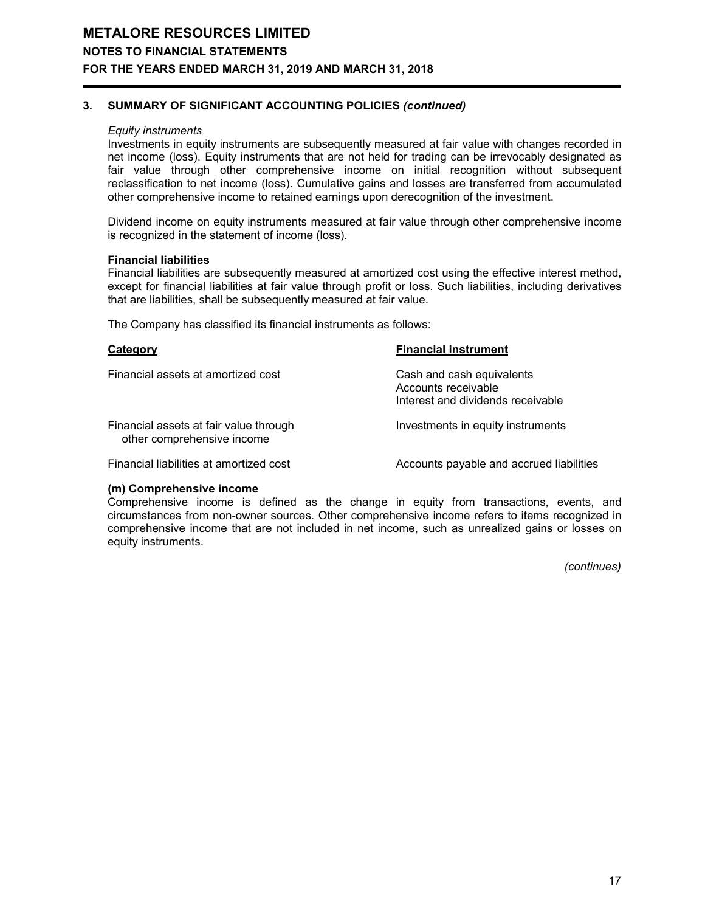## 3. SUMMARY OF SIGNIFICANT ACCOUNTING POLICIES *(continued)*

*Equity instruments*

Investments in equity instruments are subsequently measured at fair value with changes recorded in net income (loss). Equity instruments that are not held for trading can be irrevocably designated as fair value through other comprehensive income on initial recognition without subsequent reclassification to net income (loss). Cumulative gains and losses are transferred from accumulated other comprehensive income to retained earnings upon derecognition of the investment.

Dividend income on equity instruments measured at fair value through other comprehensive income is recognized in the statement of income (loss).

**Financial liabilities**

Financial liabilities are subsequently measured at amortized cost using the effective interest method, except for financial liabilities at fair value through profit or loss. Such liabilities, including derivatives that are liabilities, shall be subsequently measured at fair value.

The Company has classified its financial instruments as follows:

| Category | Financial instrument |
|---|---|
| Financial assets at amortized cost | Cash and cash equivalents<br>Accounts receivable<br>Interest and dividends receivable |
| Financial assets at fair value through other comprehensive income | Investments in equity instruments |
| Financial liabilities at amortized cost | Accounts payable and accrued liabilities |

**(m) Comprehensive income**

Comprehensive income is defined as the change in equity from transactions, events, and circumstances from non-owner sources. Other comprehensive income refers to items recognized in comprehensive income that are not included in net income, such as unrealized gains or losses on equity instruments.

*(continues)*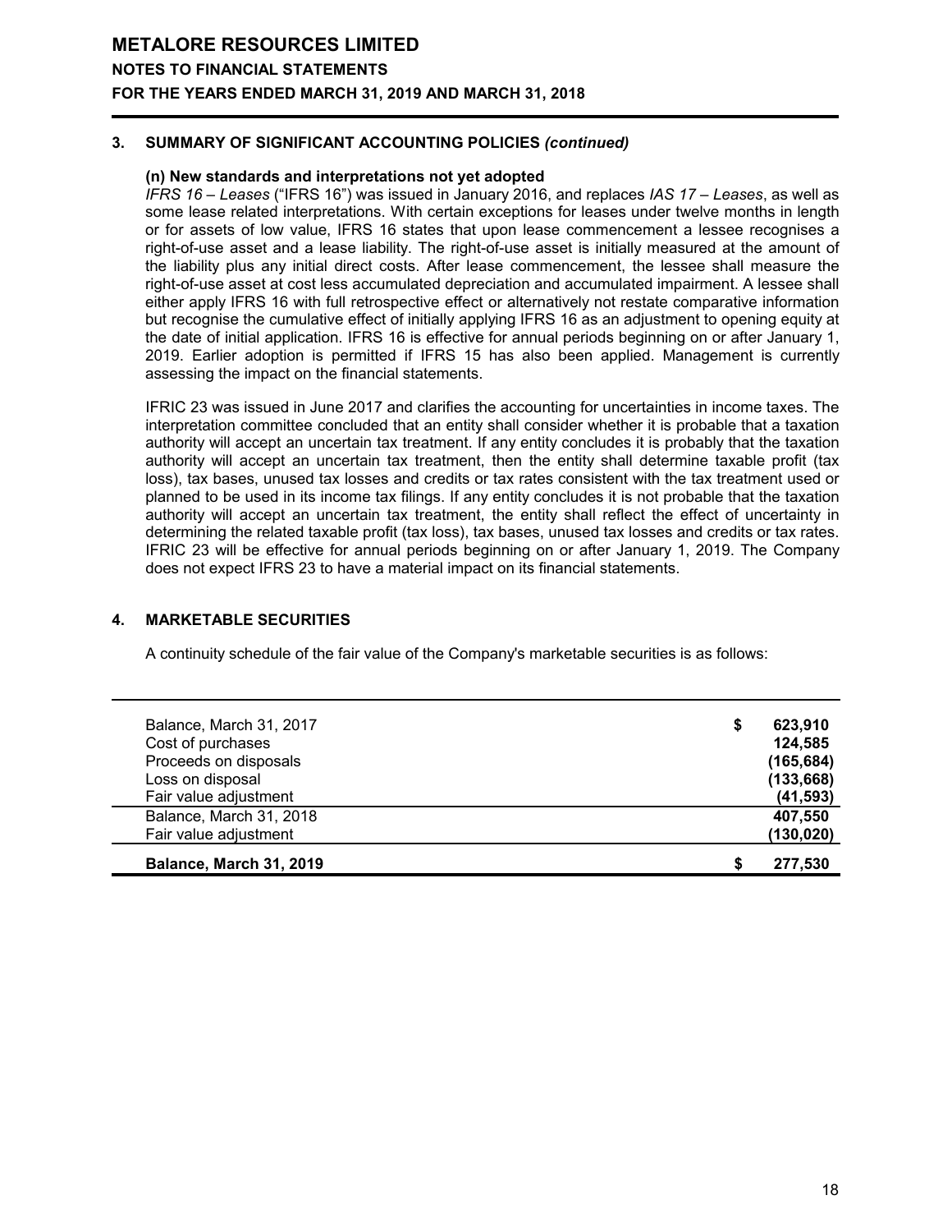### 3. SUMMARY OF SIGNIFICANT ACCOUNTING POLICIES *(continued)*

**(n) New standards and interpretations not yet adopted**

*IFRS 16 – Leases* ("IFRS 16") was issued in January 2016, and replaces *IAS 17 – Leases*, as well as some lease related interpretations. With certain exceptions for leases under twelve months in length or for assets of low value, IFRS 16 states that upon lease commencement a lessee recognises a right-of-use asset and a lease liability. The right-of-use asset is initially measured at the amount of the liability plus any initial direct costs. After lease commencement, the lessee shall measure the right-of-use asset at cost less accumulated depreciation and accumulated impairment. A lessee shall either apply IFRS 16 with full retrospective effect or alternatively not restate comparative information but recognise the cumulative effect of initially applying IFRS 16 as an adjustment to opening equity at the date of initial application. IFRS 16 is effective for annual periods beginning on or after January 1, 2019. Earlier adoption is permitted if IFRS 15 has also been applied. Management is currently assessing the impact on the financial statements.

IFRIC 23 was issued in June 2017 and clarifies the accounting for uncertainties in income taxes. The interpretation committee concluded that an entity shall consider whether it is probable that a taxation authority will accept an uncertain tax treatment. If any entity concludes it is probably that the taxation authority will accept an uncertain tax treatment, then the entity shall determine taxable profit (tax loss), tax bases, unused tax losses and credits or tax rates consistent with the tax treatment used or planned to be used in its income tax filings. If any entity concludes it is not probable that the taxation authority will accept an uncertain tax treatment, the entity shall reflect the effect of uncertainty in determining the related taxable profit (tax loss), tax bases, unused tax losses and credits or tax rates. IFRIC 23 will be effective for annual periods beginning on or after January 1, 2019. The Company does not expect IFRS 23 to have a material impact on its financial statements.

### 4. MARKETABLE SECURITIES

A continuity schedule of the fair value of the Company's marketable securities is as follows:

| | |
|---|---|
| Balance, March 31, 2017 | $ 623,910 |
| Cost of purchases | 124,585 |
| Proceeds on disposals | (165,684) |
| Loss on disposal | (133,668) |
| Fair value adjustment | (41,593) |
| Balance, March 31, 2018 | 407,550 |
| Fair value adjustment | (130,020) |
| **Balance, March 31, 2019** | **$ 277,530** |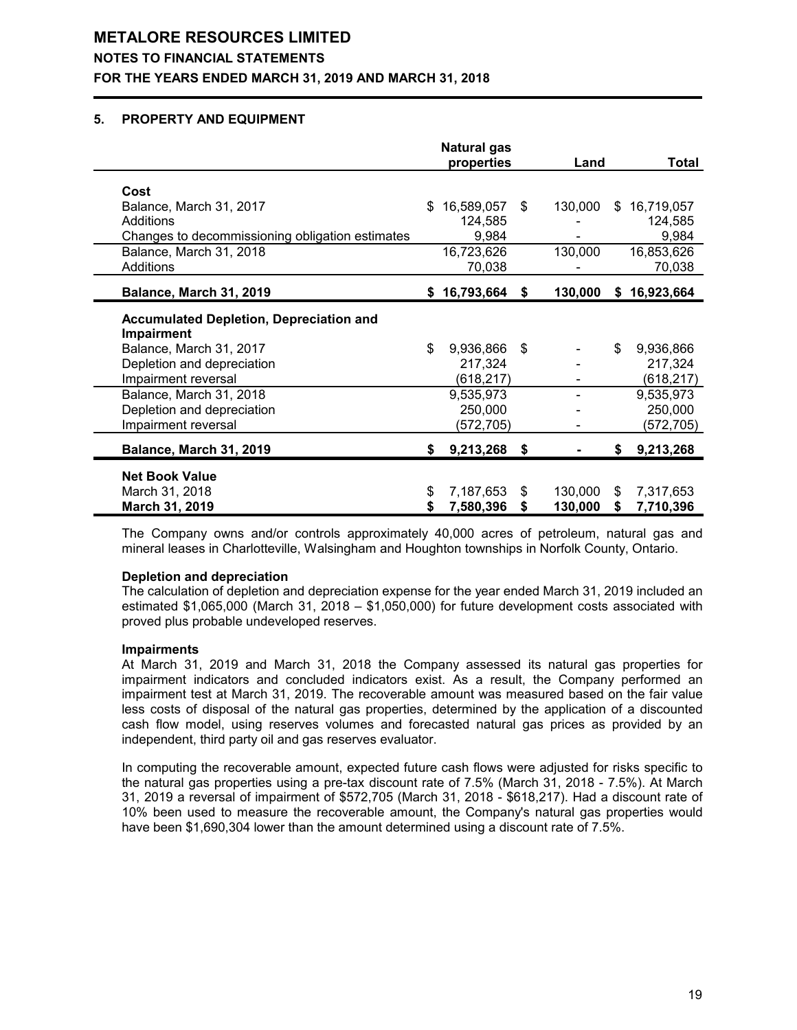# METALORE RESOURCES LIMITED

## NOTES TO FINANCIAL STATEMENTS

## FOR THE YEARS ENDED MARCH 31, 2019 AND MARCH 31, 2018

### 5. PROPERTY AND EQUIPMENT

| | Natural gas properties | Land | Total |
|---|---|---|---|
| **Cost** | | | |
| Balance, March 31, 2017 | $ 16,589,057 | $ 130,000 | $ 16,719,057 |
| Additions | 124,585 | - | 124,585 |
| Changes to decommissioning obligation estimates | 9,984 | - | 9,984 |
| Balance, March 31, 2018 | 16,723,626 | 130,000 | 16,853,626 |
| Additions | 70,038 | - | 70,038 |
| **Balance, March 31, 2019** | **$ 16,793,664** | **$ 130,000** | **$ 16,923,664** |
| **Accumulated Depletion, Depreciation and Impairment** | | | |
| Balance, March 31, 2017 | $ 9,936,866 | $ - | $ 9,936,866 |
| Depletion and depreciation | 217,324 | - | 217,324 |
| Impairment reversal | (618,217) | - | (618,217) |
| Balance, March 31, 2018 | 9,535,973 | - | 9,535,973 |
| Depletion and depreciation | 250,000 | - | 250,000 |
| Impairment reversal | (572,705) | - | (572,705) |
| **Balance, March 31, 2019** | **$ 9,213,268** | **$ -** | **$ 9,213,268** |
| **Net Book Value** | | | |
| March 31, 2018 | $ 7,187,653 | $ 130,000 | $ 7,317,653 |
| **March 31, 2019** | **$ 7,580,396** | **$ 130,000** | **$ 7,710,396** |

The Company owns and/or controls approximately 40,000 acres of petroleum, natural gas and mineral leases in Charlotteville, Walsingham and Houghton townships in Norfolk County, Ontario.

**Depletion and depreciation**

The calculation of depletion and depreciation expense for the year ended March 31, 2019 included an estimated $1,065,000 (March 31, 2018 – $1,050,000) for future development costs associated with proved plus probable undeveloped reserves.

**Impairments**

At March 31, 2019 and March 31, 2018 the Company assessed its natural gas properties for impairment indicators and concluded indicators exist. As a result, the Company performed an impairment test at March 31, 2019. The recoverable amount was measured based on the fair value less costs of disposal of the natural gas properties, determined by the application of a discounted cash flow model, using reserves volumes and forecasted natural gas prices as provided by an independent, third party oil and gas reserves evaluator.

In computing the recoverable amount, expected future cash flows were adjusted for risks specific to the natural gas properties using a pre-tax discount rate of 7.5% (March 31, 2018 - 7.5%). At March 31, 2019 a reversal of impairment of $572,705 (March 31, 2018 - $618,217). Had a discount rate of 10% been used to measure the recoverable amount, the Company's natural gas properties would have been $1,690,304 lower than the amount determined using a discount rate of 7.5%.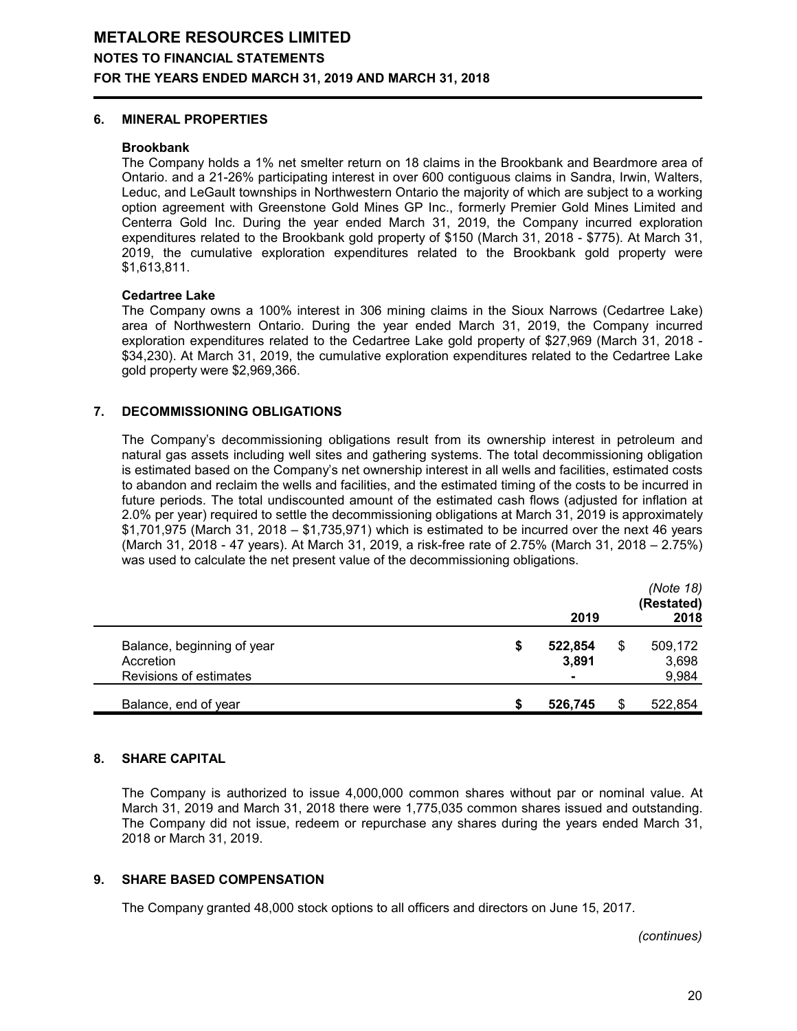## 6. MINERAL PROPERTIES

### Brookbank

The Company holds a 1% net smelter return on 18 claims in the Brookbank and Beardmore area of Ontario. and a 21-26% participating interest in over 600 contiguous claims in Sandra, Irwin, Walters, Leduc, and LeGault townships in Northwestern Ontario the majority of which are subject to a working option agreement with Greenstone Gold Mines GP Inc., formerly Premier Gold Mines Limited and Centerra Gold Inc. During the year ended March 31, 2019, the Company incurred exploration expenditures related to the Brookbank gold property of $150 (March 31, 2018 - $775). At March 31, 2019, the cumulative exploration expenditures related to the Brookbank gold property were $1,613,811.

### Cedartree Lake

The Company owns a 100% interest in 306 mining claims in the Sioux Narrows (Cedartree Lake) area of Northwestern Ontario. During the year ended March 31, 2019, the Company incurred exploration expenditures related to the Cedartree Lake gold property of $27,969 (March 31, 2018 - $34,230). At March 31, 2019, the cumulative exploration expenditures related to the Cedartree Lake gold property were $2,969,366.

## 7. DECOMMISSIONING OBLIGATIONS

The Company's decommissioning obligations result from its ownership interest in petroleum and natural gas assets including well sites and gathering systems. The total decommissioning obligation is estimated based on the Company's net ownership interest in all wells and facilities, estimated costs to abandon and reclaim the wells and facilities, and the estimated timing of the costs to be incurred in future periods. The total undiscounted amount of the estimated cash flows (adjusted for inflation at 2.0% per year) required to settle the decommissioning obligations at March 31, 2019 is approximately $1,701,975 (March 31, 2018 – $1,735,971) which is estimated to be incurred over the next 46 years (March 31, 2018 - 47 years). At March 31, 2019, a risk-free rate of 2.75% (March 31, 2018 – 2.75%) was used to calculate the net present value of the decommissioning obligations.

| | 2019 | *(Note 18)* **(Restated)** 2018 |
|---|---|---|
| Balance, beginning of year | **$ 522,854** | $ 509,172 |
| Accretion | **3,891** | 3,698 |
| Revisions of estimates | **-** | 9,984 |
| Balance, end of year | **$ 526,745** | $ 522,854 |

## 8. SHARE CAPITAL

The Company is authorized to issue 4,000,000 common shares without par or nominal value. At March 31, 2019 and March 31, 2018 there were 1,775,035 common shares issued and outstanding. The Company did not issue, redeem or repurchase any shares during the years ended March 31, 2018 or March 31, 2019.

## 9. SHARE BASED COMPENSATION

The Company granted 48,000 stock options to all officers and directors on June 15, 2017.

*(continues)*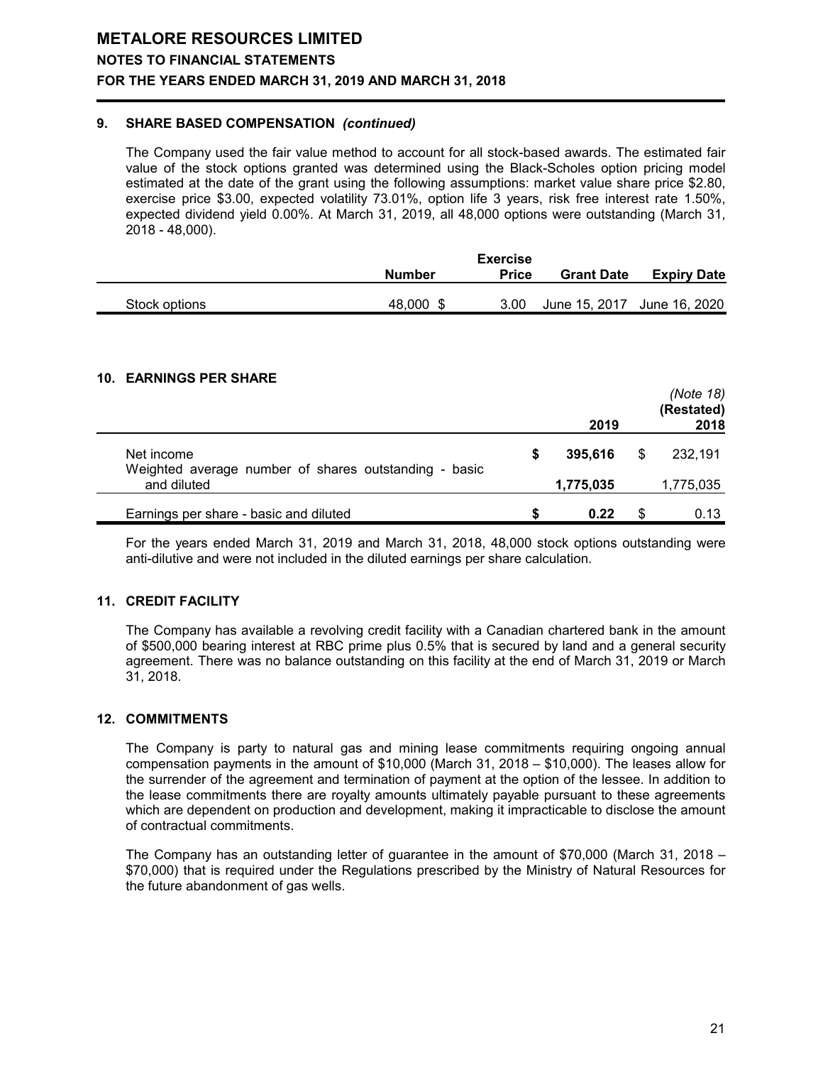### 9. SHARE BASED COMPENSATION *(continued)*

The Company used the fair value method to account for all stock-based awards. The estimated fair value of the stock options granted was determined using the Black-Scholes option pricing model estimated at the date of the grant using the following assumptions: market value share price $2.80, exercise price $3.00, expected volatility 73.01%, option life 3 years, risk free interest rate 1.50%, expected dividend yield 0.00%. At March 31, 2019, all 48,000 options were outstanding (March 31, 2018 - 48,000).

| | Number | Exercise Price | Grant Date | Expiry Date |
|---|---|---|---|---|
| Stock options | 48,000 | $ 3.00 | June 15, 2017 | June 16, 2020 |

### 10. EARNINGS PER SHARE

| | 2019 | *(Note 18)* **(Restated)** 2018 |
|---|---|---|
| Net income | **$ 395,616** | $ 232,191 |
| Weighted average number of shares outstanding - basic and diluted | **1,775,035** | 1,775,035 |
| Earnings per share - basic and diluted | **$ 0.22** | $ 0.13 |

For the years ended March 31, 2019 and March 31, 2018, 48,000 stock options outstanding were anti-dilutive and were not included in the diluted earnings per share calculation.

### 11. CREDIT FACILITY

The Company has available a revolving credit facility with a Canadian chartered bank in the amount of $500,000 bearing interest at RBC prime plus 0.5% that is secured by land and a general security agreement. There was no balance outstanding on this facility at the end of March 31, 2019 or March 31, 2018.

### 12. COMMITMENTS

The Company is party to natural gas and mining lease commitments requiring ongoing annual compensation payments in the amount of $10,000 (March 31, 2018 – $10,000). The leases allow for the surrender of the agreement and termination of payment at the option of the lessee. In addition to the lease commitments there are royalty amounts ultimately payable pursuant to these agreements which are dependent on production and development, making it impracticable to disclose the amount of contractual commitments.

The Company has an outstanding letter of guarantee in the amount of $70,000 (March 31, 2018 – $70,000) that is required under the Regulations prescribed by the Ministry of Natural Resources for the future abandonment of gas wells.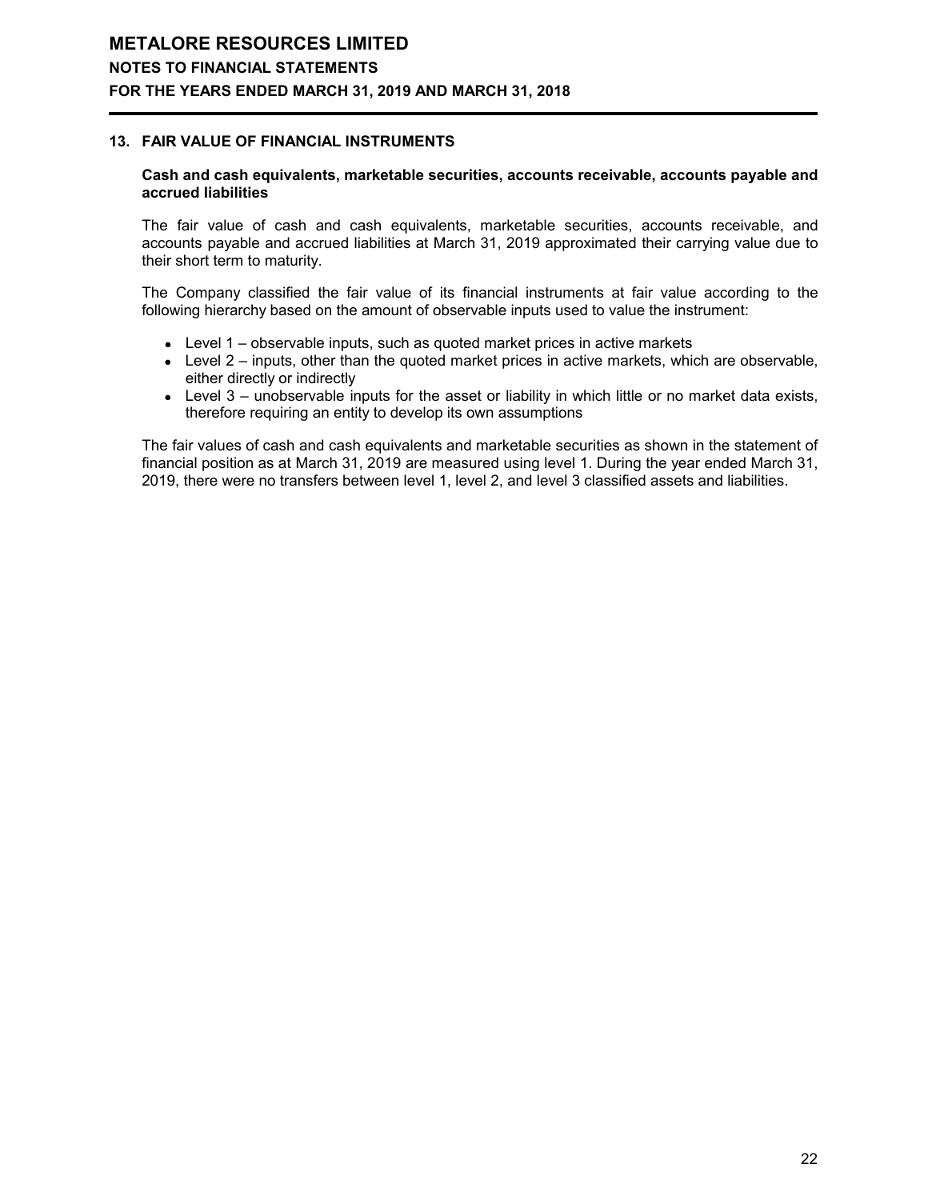## 13. FAIR VALUE OF FINANCIAL INSTRUMENTS

**Cash and cash equivalents, marketable securities, accounts receivable, accounts payable and accrued liabilities**

The fair value of cash and cash equivalents, marketable securities, accounts receivable, and accounts payable and accrued liabilities at March 31, 2019 approximated their carrying value due to their short term to maturity.

The Company classified the fair value of its financial instruments at fair value according to the following hierarchy based on the amount of observable inputs used to value the instrument:

- Level 1 – observable inputs, such as quoted market prices in active markets
- Level 2 – inputs, other than the quoted market prices in active markets, which are observable, either directly or indirectly
- Level 3 – unobservable inputs for the asset or liability in which little or no market data exists, therefore requiring an entity to develop its own assumptions

The fair values of cash and cash equivalents and marketable securities as shown in the statement of financial position as at March 31, 2019 are measured using level 1. During the year ended March 31, 2019, there were no transfers between level 1, level 2, and level 3 classified assets and liabilities.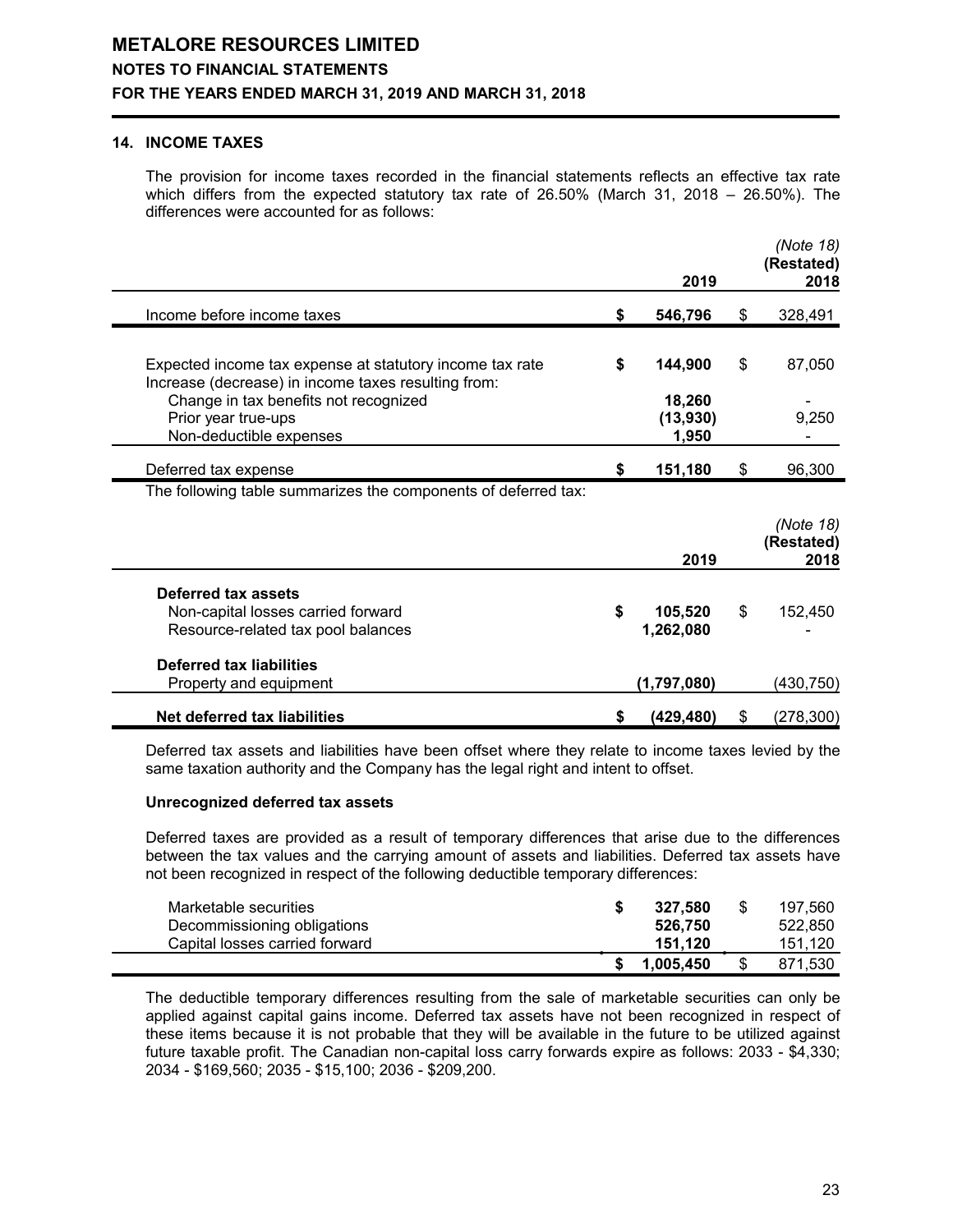# METALORE RESOURCES LIMITED

## NOTES TO FINANCIAL STATEMENTS

### FOR THE YEARS ENDED MARCH 31, 2019 AND MARCH 31, 2018

### 14. INCOME TAXES

The provision for income taxes recorded in the financial statements reflects an effective tax rate which differs from the expected statutory tax rate of 26.50% (March 31, 2018 – 26.50%). The differences were accounted for as follows:

| | 2019 | *(Note 18)* **(Restated)** 2018 |
|---|---|---|
| Income before income taxes | **$ 546,796** | $ 328,491 |
| Expected income tax expense at statutory income tax rate | **$ 144,900** | $ 87,050 |
| Increase (decrease) in income taxes resulting from: | | |
| Change in tax benefits not recognized | **18,260** | - |
| Prior year true-ups | **(13,930)** | 9,250 |
| Non-deductible expenses | **1,950** | - |
| Deferred tax expense | **$ 151,180** | $ 96,300 |

The following table summarizes the components of deferred tax:

| | 2019 | *(Note 18)* **(Restated)** 2018 |
|---|---|---|
| **Deferred tax assets** | | |
| Non-capital losses carried forward | **$ 105,520** | $ 152,450 |
| Resource-related tax pool balances | **1,262,080** | - |
| **Deferred tax liabilities** | | |
| Property and equipment | **(1,797,080)** | (430,750) |
| **Net deferred tax liabilities** | **$ (429,480)** | $ (278,300) |

Deferred tax assets and liabilities have been offset where they relate to income taxes levied by the same taxation authority and the Company has the legal right and intent to offset.

**Unrecognized deferred tax assets**

Deferred taxes are provided as a result of temporary differences that arise due to the differences between the tax values and the carrying amount of assets and liabilities. Deferred tax assets have not been recognized in respect of the following deductible temporary differences:

| | 2019 | 2018 |
|---|---|---|
| Marketable securities | **$ 327,580** | $ 197,560 |
| Decommissioning obligations | **526,750** | 522,850 |
| Capital losses carried forward | **151,120** | 151,120 |
| | **$ 1,005,450** | $ 871,530 |

The deductible temporary differences resulting from the sale of marketable securities can only be applied against capital gains income. Deferred tax assets have not been recognized in respect of these items because it is not probable that they will be available in the future to be utilized against future taxable profit. The Canadian non-capital loss carry forwards expire as follows: 2033 - $4,330; 2034 - $169,560; 2035 - $15,100; 2036 - $209,200.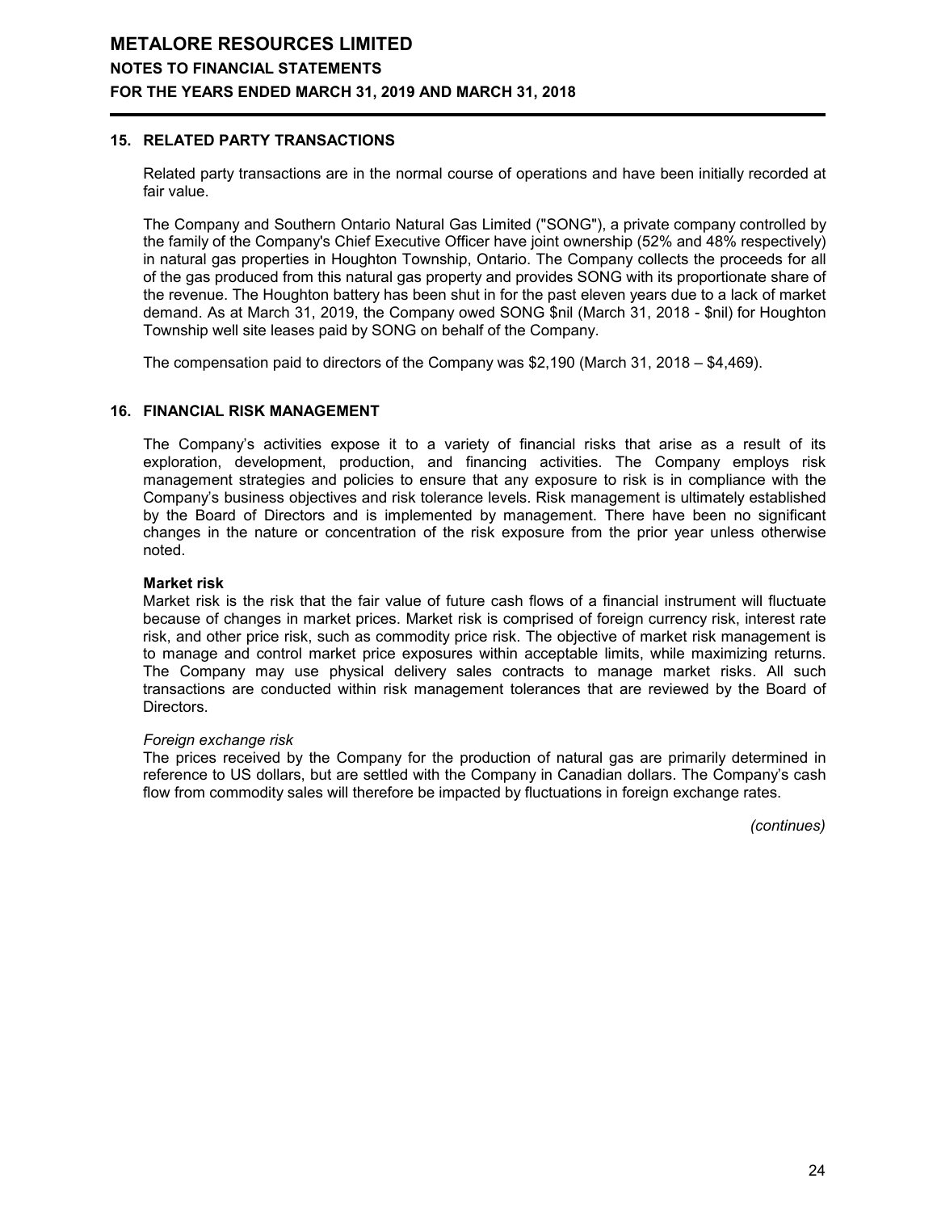## 15. RELATED PARTY TRANSACTIONS

Related party transactions are in the normal course of operations and have been initially recorded at fair value.

The Company and Southern Ontario Natural Gas Limited ("SONG"), a private company controlled by the family of the Company's Chief Executive Officer have joint ownership (52% and 48% respectively) in natural gas properties in Houghton Township, Ontario. The Company collects the proceeds for all of the gas produced from this natural gas property and provides SONG with its proportionate share of the revenue. The Houghton battery has been shut in for the past eleven years due to a lack of market demand. As at March 31, 2019, the Company owed SONG $nil (March 31, 2018 - $nil) for Houghton Township well site leases paid by SONG on behalf of the Company.

The compensation paid to directors of the Company was $2,190 (March 31, 2018 – $4,469).

## 16. FINANCIAL RISK MANAGEMENT

The Company's activities expose it to a variety of financial risks that arise as a result of its exploration, development, production, and financing activities. The Company employs risk management strategies and policies to ensure that any exposure to risk is in compliance with the Company's business objectives and risk tolerance levels. Risk management is ultimately established by the Board of Directors and is implemented by management. There have been no significant changes in the nature or concentration of the risk exposure from the prior year unless otherwise noted.

**Market risk**

Market risk is the risk that the fair value of future cash flows of a financial instrument will fluctuate because of changes in market prices. Market risk is comprised of foreign currency risk, interest rate risk, and other price risk, such as commodity price risk. The objective of market risk management is to manage and control market price exposures within acceptable limits, while maximizing returns. The Company may use physical delivery sales contracts to manage market risks. All such transactions are conducted within risk management tolerances that are reviewed by the Board of Directors.

*Foreign exchange risk*

The prices received by the Company for the production of natural gas are primarily determined in reference to US dollars, but are settled with the Company in Canadian dollars. The Company's cash flow from commodity sales will therefore be impacted by fluctuations in foreign exchange rates.

*(continues)*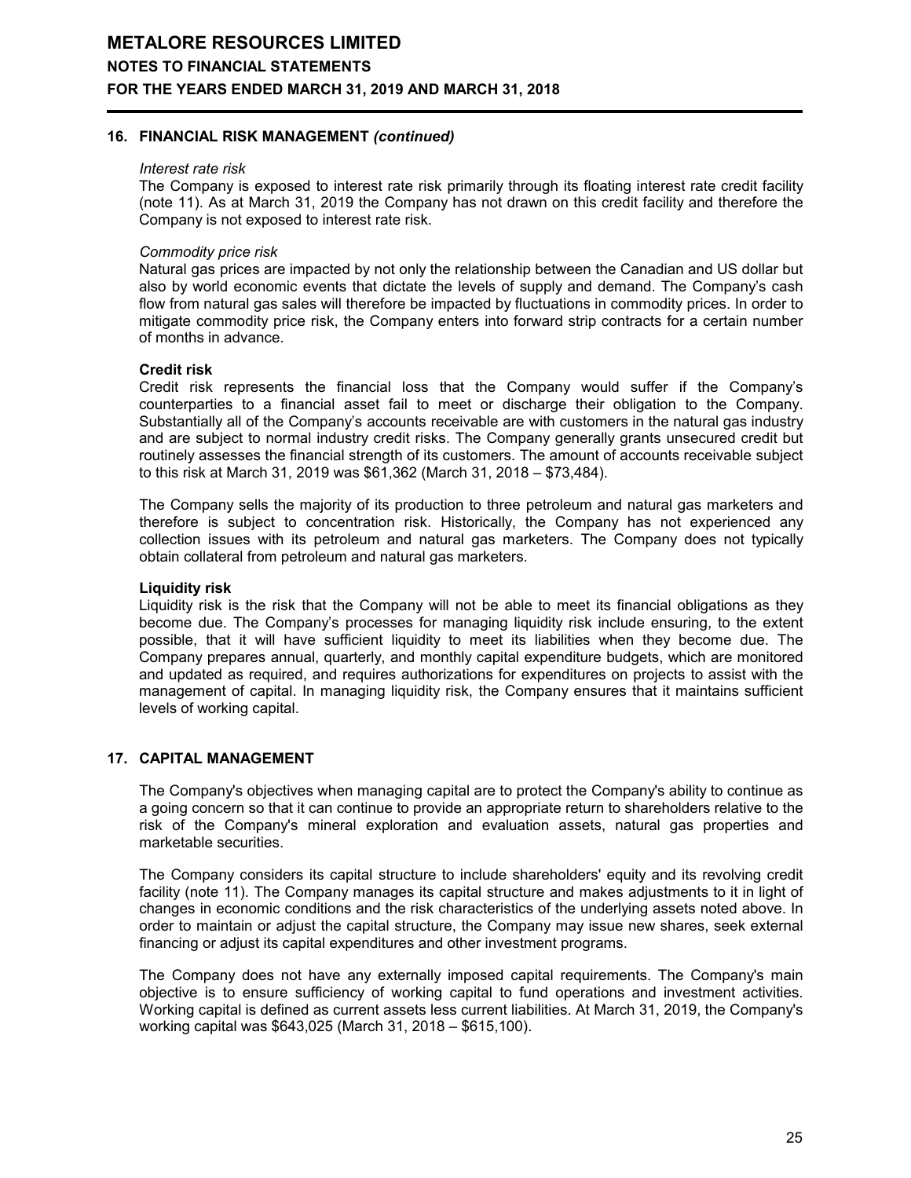## 16. FINANCIAL RISK MANAGEMENT *(continued)*

*Interest rate risk*

The Company is exposed to interest rate risk primarily through its floating interest rate credit facility (note 11). As at March 31, 2019 the Company has not drawn on this credit facility and therefore the Company is not exposed to interest rate risk.

*Commodity price risk*

Natural gas prices are impacted by not only the relationship between the Canadian and US dollar but also by world economic events that dictate the levels of supply and demand. The Company's cash flow from natural gas sales will therefore be impacted by fluctuations in commodity prices. In order to mitigate commodity price risk, the Company enters into forward strip contracts for a certain number of months in advance.

**Credit risk**

Credit risk represents the financial loss that the Company would suffer if the Company's counterparties to a financial asset fail to meet or discharge their obligation to the Company. Substantially all of the Company's accounts receivable are with customers in the natural gas industry and are subject to normal industry credit risks. The Company generally grants unsecured credit but routinely assesses the financial strength of its customers. The amount of accounts receivable subject to this risk at March 31, 2019 was $61,362 (March 31, 2018 – $73,484).

The Company sells the majority of its production to three petroleum and natural gas marketers and therefore is subject to concentration risk. Historically, the Company has not experienced any collection issues with its petroleum and natural gas marketers. The Company does not typically obtain collateral from petroleum and natural gas marketers.

**Liquidity risk**

Liquidity risk is the risk that the Company will not be able to meet its financial obligations as they become due. The Company's processes for managing liquidity risk include ensuring, to the extent possible, that it will have sufficient liquidity to meet its liabilities when they become due. The Company prepares annual, quarterly, and monthly capital expenditure budgets, which are monitored and updated as required, and requires authorizations for expenditures on projects to assist with the management of capital. In managing liquidity risk, the Company ensures that it maintains sufficient levels of working capital.

## 17. CAPITAL MANAGEMENT

The Company's objectives when managing capital are to protect the Company's ability to continue as a going concern so that it can continue to provide an appropriate return to shareholders relative to the risk of the Company's mineral exploration and evaluation assets, natural gas properties and marketable securities.

The Company considers its capital structure to include shareholders' equity and its revolving credit facility (note 11). The Company manages its capital structure and makes adjustments to it in light of changes in economic conditions and the risk characteristics of the underlying assets noted above. In order to maintain or adjust the capital structure, the Company may issue new shares, seek external financing or adjust its capital expenditures and other investment programs.

The Company does not have any externally imposed capital requirements. The Company's main objective is to ensure sufficiency of working capital to fund operations and investment activities. Working capital is defined as current assets less current liabilities. At March 31, 2019, the Company's working capital was $643,025 (March 31, 2018 – $615,100).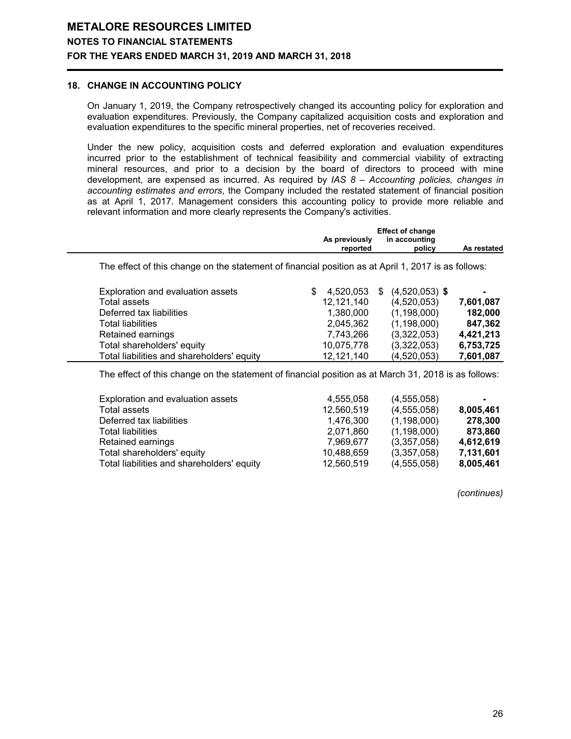**METALORE RESOURCES LIMITED**
**NOTES TO FINANCIAL STATEMENTS**
**FOR THE YEARS ENDED MARCH 31, 2019 AND MARCH 31, 2018**

### 18. CHANGE IN ACCOUNTING POLICY

On January 1, 2019, the Company retrospectively changed its accounting policy for exploration and evaluation expenditures. Previously, the Company capitalized acquisition costs and exploration and evaluation expenditures to the specific mineral properties, net of recoveries received.

Under the new policy, acquisition costs and deferred exploration and evaluation expenditures incurred prior to the establishment of technical feasibility and commercial viability of extracting mineral resources, and prior to a decision by the board of directors to proceed with mine development, are expensed as incurred. As required by *IAS 8 – Accounting policies, changes in accounting estimates and errors*, the Company included the restated statement of financial position as at April 1, 2017. Management considers this accounting policy to provide more reliable and relevant information and more clearly represents the Company's activities.

| | As previously reported | Effect of change in accounting policy | As restated |
|---|---|---|---|
| The effect of this change on the statement of financial position as at April 1, 2017 is as follows: | | | |
| Exploration and evaluation assets | $ 4,520,053 | $ (4,520,053) | **$ -** |
| Total assets | 12,121,140 | (4,520,053) | **7,601,087** |
| Deferred tax liabilities | 1,380,000 | (1,198,000) | **182,000** |
| Total liabilities | 2,045,362 | (1,198,000) | **847,362** |
| Retained earnings | 7,743,266 | (3,322,053) | **4,421,213** |
| Total shareholders' equity | 10,075,778 | (3,322,053) | **6,753,725** |
| Total liabilities and shareholders' equity | 12,121,140 | (4,520,053) | **7,601,087** |
| The effect of this change on the statement of financial position as at March 31, 2018 is as follows: | | | |
| Exploration and evaluation assets | 4,555,058 | (4,555,058) | **-** |
| Total assets | 12,560,519 | (4,555,058) | **8,005,461** |
| Deferred tax liabilities | 1,476,300 | (1,198,000) | **278,300** |
| Total liabilities | 2,071,860 | (1,198,000) | **873,860** |
| Retained earnings | 7,969,677 | (3,357,058) | **4,612,619** |
| Total shareholders' equity | 10,488,659 | (3,357,058) | **7,131,601** |
| Total liabilities and shareholders' equity | 12,560,519 | (4,555,058) | **8,005,461** |

*(continues)*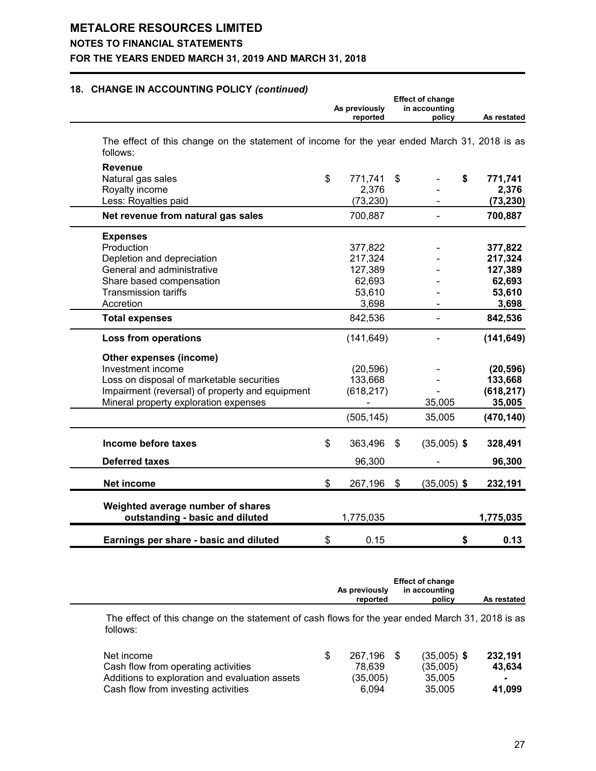## 18. CHANGE IN ACCOUNTING POLICY *(continued)*

The effect of this change on the statement of income for the year ended March 31, 2018 is as follows:

| | As previously reported | Effect of change in accounting policy | As restated |
|---|---|---|---|
| **Revenue** | | | |
| Natural gas sales | $ 771,741 | $ - | **$ 771,741** |
| Royalty income | 2,376 | - | **2,376** |
| Less: Royalties paid | (73,230) | - | **(73,230)** |
| **Net revenue from natural gas sales** | 700,887 | - | **700,887** |
| **Expenses** | | | |
| Production | 377,822 | - | **377,822** |
| Depletion and depreciation | 217,324 | - | **217,324** |
| General and administrative | 127,389 | - | **127,389** |
| Share based compensation | 62,693 | - | **62,693** |
| Transmission tariffs | 53,610 | - | **53,610** |
| Accretion | 3,698 | - | **3,698** |
| **Total expenses** | 842,536 | - | **842,536** |
| **Loss from operations** | (141,649) | - | **(141,649)** |
| **Other expenses (income)** | | | |
| Investment income | (20,596) | - | **(20,596)** |
| Loss on disposal of marketable securities | 133,668 | - | **133,668** |
| Impairment (reversal) of property and equipment | (618,217) | - | **(618,217)** |
| Mineral property exploration expenses | - | 35,005 | **35,005** |
| | (505,145) | 35,005 | **(470,140)** |
| **Income before taxes** | $ 363,496 | $ (35,005) | **$ 328,491** |
| **Deferred taxes** | 96,300 | - | **96,300** |
| **Net income** | $ 267,196 | $ (35,005) | **$ 232,191** |
| **Weighted average number of shares outstanding - basic and diluted** | 1,775,035 | | **1,775,035** |
| **Earnings per share - basic and diluted** | $ 0.15 | | **$ 0.13** |

The effect of this change on the statement of cash flows for the year ended March 31, 2018 is as follows:

| | As previously reported | Effect of change in accounting policy | As restated |
|---|---|---|---|
| Net income | $ 267,196 | $ (35,005) | **$ 232,191** |
| Cash flow from operating activities | 78,639 | (35,005) | **43,634** |
| Additions to exploration and evaluation assets | (35,005) | 35,005 | **-** |
| Cash flow from investing activities | 6,094 | 35,005 | **41,099** |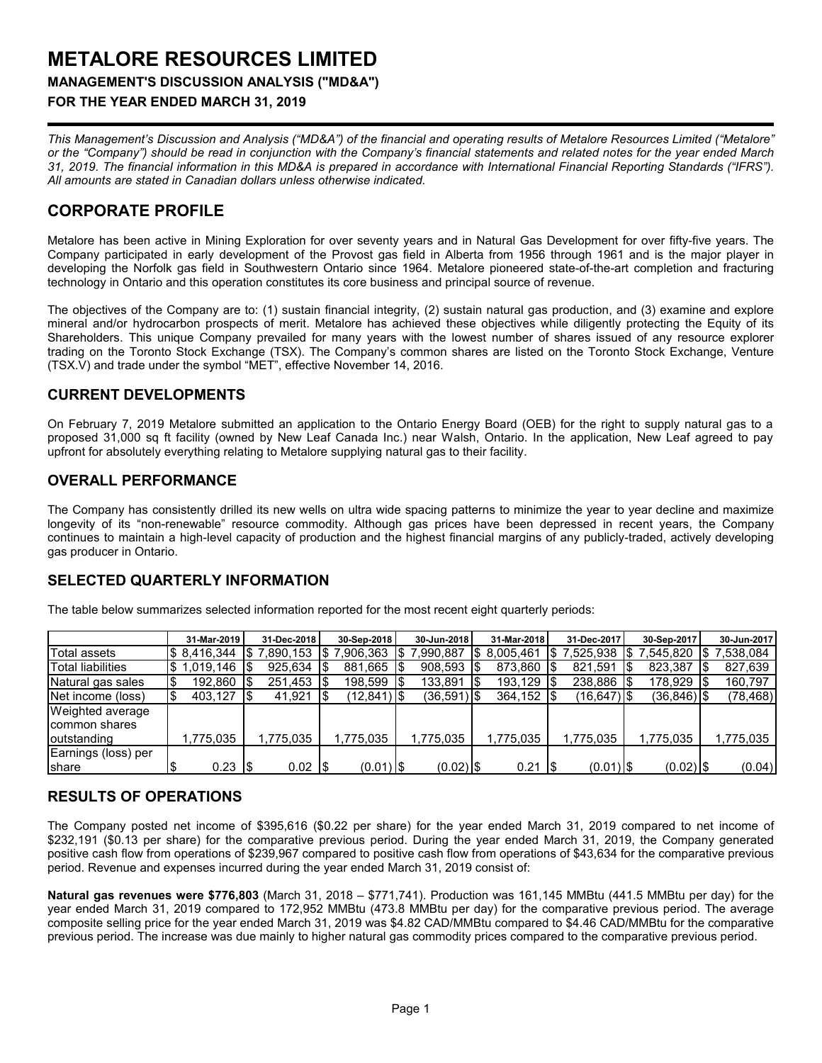# METALORE RESOURCES LIMITED

**MANAGEMENT'S DISCUSSION ANALYSIS ("MD&A")**

**FOR THE YEAR ENDED MARCH 31, 2019**

*This Management's Discussion and Analysis ("MD&A") of the financial and operating results of Metalore Resources Limited ("Metalore" or the "Company") should be read in conjunction with the Company's financial statements and related notes for the year ended March 31, 2019. The financial information in this MD&A is prepared in accordance with International Financial Reporting Standards ("IFRS"). All amounts are stated in Canadian dollars unless otherwise indicated.*

## CORPORATE PROFILE

Metalore has been active in Mining Exploration for over seventy years and in Natural Gas Development for over fifty-five years. The Company participated in early development of the Provost gas field in Alberta from 1956 through 1961 and is the major player in developing the Norfolk gas field in Southwestern Ontario since 1964. Metalore pioneered state-of-the-art completion and fracturing technology in Ontario and this operation constitutes its core business and principal source of revenue.

The objectives of the Company are to: (1) sustain financial integrity, (2) sustain natural gas production, and (3) examine and explore mineral and/or hydrocarbon prospects of merit. Metalore has achieved these objectives while diligently protecting the Equity of its Shareholders. This unique Company prevailed for many years with the lowest number of shares issued of any resource explorer trading on the Toronto Stock Exchange (TSX). The Company's common shares are listed on the Toronto Stock Exchange, Venture (TSX.V) and trade under the symbol "MET", effective November 14, 2016.

## CURRENT DEVELOPMENTS

On February 7, 2019 Metalore submitted an application to the Ontario Energy Board (OEB) for the right to supply natural gas to a proposed 31,000 sq ft facility (owned by New Leaf Canada Inc.) near Walsh, Ontario. In the application, New Leaf agreed to pay upfront for absolutely everything relating to Metalore supplying natural gas to their facility.

## OVERALL PERFORMANCE

The Company has consistently drilled its new wells on ultra wide spacing patterns to minimize the year to year decline and maximize longevity of its "non-renewable" resource commodity. Although gas prices have been depressed in recent years, the Company continues to maintain a high-level capacity of production and the highest financial margins of any publicly-traded, actively developing gas producer in Ontario.

## SELECTED QUARTERLY INFORMATION

The table below summarizes selected information reported for the most recent eight quarterly periods:

| | 31-Mar-2019 | 31-Dec-2018 | 30-Sep-2018 | 30-Jun-2018 | 31-Mar-2018 | 31-Dec-2017 | 30-Sep-2017 | 30-Jun-2017 |
|---|---|---|---|---|---|---|---|---|
| Total assets | $ 8,416,344 | $ 7,890,153 | $ 7,906,363 | $ 7,990,887 | $ 8,005,461 | $ 7,525,938 | $ 7,545,820 | $ 7,538,084 |
| Total liabilities | $ 1,019,146 | $ 925,634 | $ 881,665 | $ 908,593 | $ 873,860 | $ 821,591 | $ 823,387 | $ 827,639 |
| Natural gas sales | $ 192,860 | $ 251,453 | $ 198,599 | $ 133,891 | $ 193,129 | $ 238,886 | $ 178,929 | $ 160,797 |
| Net income (loss) | $ 403,127 | $ 41,921 | $ (12,841) | $ (36,591) | $ 364,152 | $ (16,647) | $ (36,846) | $ (78,468) |
| Weighted average common shares outstanding | 1,775,035 | 1,775,035 | 1,775,035 | 1,775,035 | 1,775,035 | 1,775,035 | 1,775,035 | 1,775,035 |
| Earnings (loss) per share | $ 0.23 | $ 0.02 | $ (0.01) | $ (0.02) | $ 0.21 | $ (0.01) | $ (0.02) | $ (0.04) |

## RESULTS OF OPERATIONS

The Company posted net income of $395,616 ($0.22 per share) for the year ended March 31, 2019 compared to net income of $232,191 ($0.13 per share) for the comparative previous period. During the year ended March 31, 2019, the Company generated positive cash flow from operations of $239,967 compared to positive cash flow from operations of $43,634 for the comparative previous period. Revenue and expenses incurred during the year ended March 31, 2019 consist of:

**Natural gas revenues were $776,803** (March 31, 2018 – $771,741). Production was 161,145 MMBtu (441.5 MMBtu per day) for the year ended March 31, 2019 compared to 172,952 MMBtu (473.8 MMBtu per day) for the comparative previous period. The average composite selling price for the year ended March 31, 2019 was $4.82 CAD/MMBtu compared to $4.46 CAD/MMBtu for the comparative previous period. The increase was due mainly to higher natural gas commodity prices compared to the comparative previous period.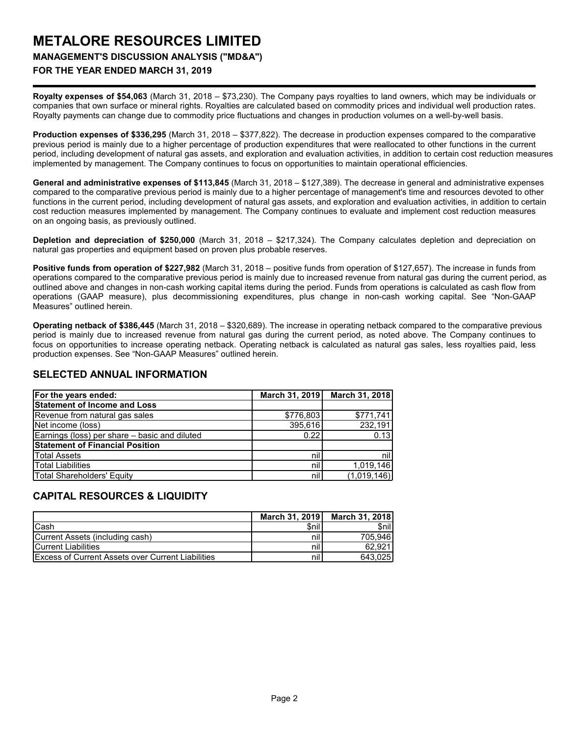**Royalty expenses of $54,063** (March 31, 2018 – $73,230). The Company pays royalties to land owners, which may be individuals or companies that own surface or mineral rights. Royalties are calculated based on commodity prices and individual well production rates. Royalty payments can change due to commodity price fluctuations and changes in production volumes on a well-by-well basis.

**Production expenses of $336,295** (March 31, 2018 – $377,822). The decrease in production expenses compared to the comparative previous period is mainly due to a higher percentage of production expenditures that were reallocated to other functions in the current period, including development of natural gas assets, and exploration and evaluation activities, in addition to certain cost reduction measures implemented by management. The Company continues to focus on opportunities to maintain operational efficiencies.

**General and administrative expenses of $113,845** (March 31, 2018 – $127,389). The decrease in general and administrative expenses compared to the comparative previous period is mainly due to a higher percentage of management's time and resources devoted to other functions in the current period, including development of natural gas assets, and exploration and evaluation activities, in addition to certain cost reduction measures implemented by management. The Company continues to evaluate and implement cost reduction measures on an ongoing basis, as previously outlined.

**Depletion and depreciation of $250,000** (March 31, 2018 – $217,324). The Company calculates depletion and depreciation on natural gas properties and equipment based on proven plus probable reserves.

**Positive funds from operation of $227,982** (March 31, 2018 – positive funds from operation of $127,657). The increase in funds from operations compared to the comparative previous period is mainly due to increased revenue from natural gas during the current period, as outlined above and changes in non-cash working capital items during the period. Funds from operations is calculated as cash flow from operations (GAAP measure), plus decommissioning expenditures, plus change in non-cash working capital. See "Non-GAAP Measures" outlined herein.

**Operating netback of $386,445** (March 31, 2018 – $320,689). The increase in operating netback compared to the comparative previous period is mainly due to increased revenue from natural gas during the current period, as noted above. The Company continues to focus on opportunities to increase operating netback. Operating netback is calculated as natural gas sales, less royalties paid, less production expenses. See "Non-GAAP Measures" outlined herein.

## SELECTED ANNUAL INFORMATION

| For the years ended: | March 31, 2019 | March 31, 2018 |
|---|---|---|
| **Statement of Income and Loss** | | |
| Revenue from natural gas sales | $776,803 | $771,741 |
| Net income (loss) | 395,616 | 232,191 |
| Earnings (loss) per share – basic and diluted | 0.22 | 0.13 |
| **Statement of Financial Position** | | |
| Total Assets | nil | nil |
| Total Liabilities | nil | 1,019,146 |
| Total Shareholders' Equity | nil | (1,019,146) |

## CAPITAL RESOURCES & LIQUIDITY

| | March 31, 2019 | March 31, 2018 |
|---|---|---|
| Cash | $nil | $nil |
| Current Assets (including cash) | nil | 705,946 |
| Current Liabilities | nil | 62,921 |
| Excess of Current Assets over Current Liabilities | nil | 643,025 |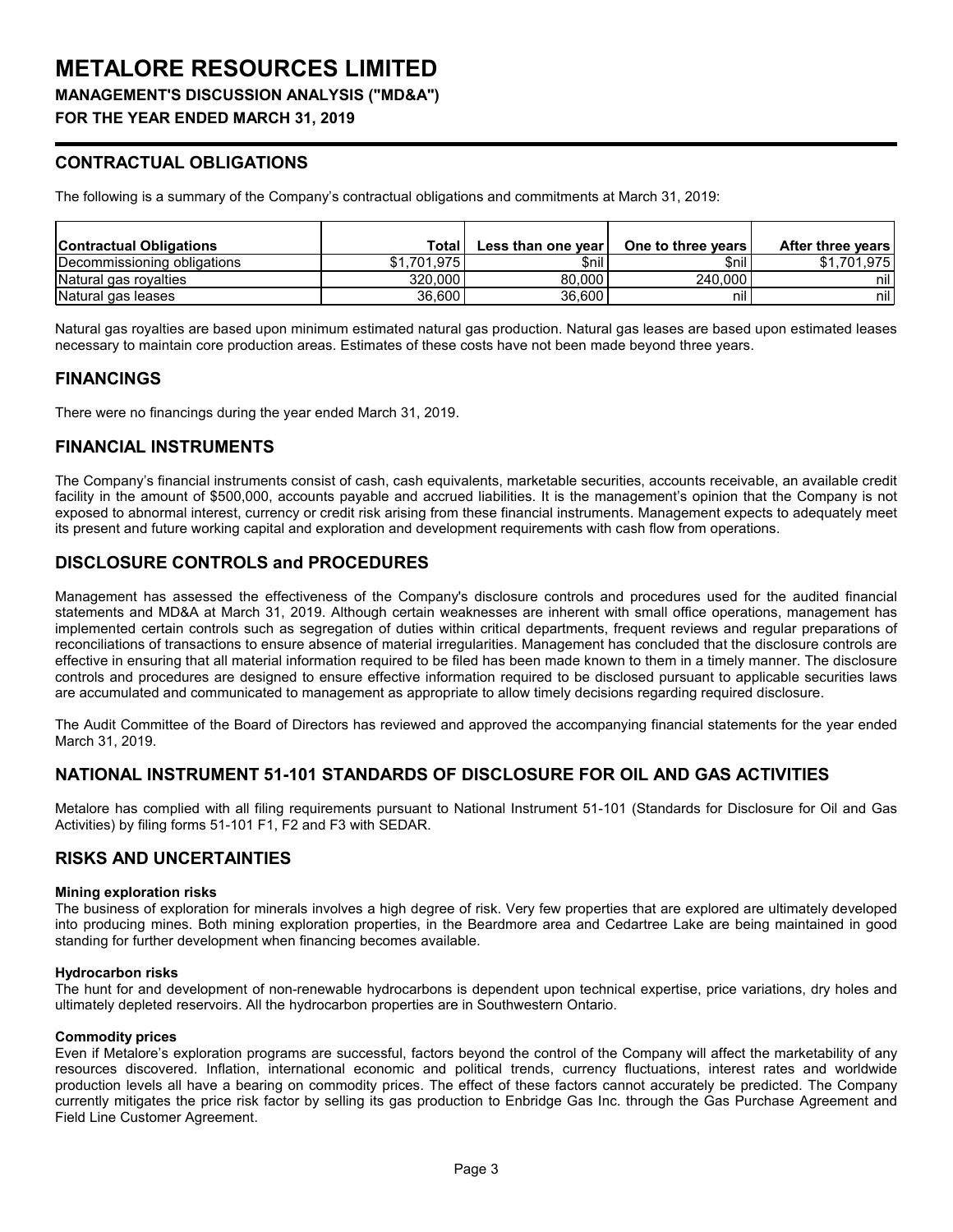# METALORE RESOURCES LIMITED

**MANAGEMENT'S DISCUSSION ANALYSIS ("MD&A")**

**FOR THE YEAR ENDED MARCH 31, 2019**

## CONTRACTUAL OBLIGATIONS

The following is a summary of the Company's contractual obligations and commitments at March 31, 2019:

| Contractual Obligations | Total | Less than one year | One to three years | After three years |
|---|---|---|---|---|
| Decommissioning obligations | $1,701,975 | $nil | $nil | $1,701,975 |
| Natural gas royalties | 320,000 | 80,000 | 240,000 | nil |
| Natural gas leases | 36,600 | 36,600 | nil | nil |

Natural gas royalties are based upon minimum estimated natural gas production. Natural gas leases are based upon estimated leases necessary to maintain core production areas. Estimates of these costs have not been made beyond three years.

## FINANCINGS

There were no financings during the year ended March 31, 2019.

## FINANCIAL INSTRUMENTS

The Company's financial instruments consist of cash, cash equivalents, marketable securities, accounts receivable, an available credit facility in the amount of $500,000, accounts payable and accrued liabilities. It is the management's opinion that the Company is not exposed to abnormal interest, currency or credit risk arising from these financial instruments. Management expects to adequately meet its present and future working capital and exploration and development requirements with cash flow from operations.

## DISCLOSURE CONTROLS and PROCEDURES

Management has assessed the effectiveness of the Company's disclosure controls and procedures used for the audited financial statements and MD&A at March 31, 2019. Although certain weaknesses are inherent with small office operations, management has implemented certain controls such as segregation of duties within critical departments, frequent reviews and regular preparations of reconciliations of transactions to ensure absence of material irregularities. Management has concluded that the disclosure controls are effective in ensuring that all material information required to be filed has been made known to them in a timely manner. The disclosure controls and procedures are designed to ensure effective information required to be disclosed pursuant to applicable securities laws are accumulated and communicated to management as appropriate to allow timely decisions regarding required disclosure.

The Audit Committee of the Board of Directors has reviewed and approved the accompanying financial statements for the year ended March 31, 2019.

## NATIONAL INSTRUMENT 51-101 STANDARDS OF DISCLOSURE FOR OIL AND GAS ACTIVITIES

Metalore has complied with all filing requirements pursuant to National Instrument 51-101 (Standards for Disclosure for Oil and Gas Activities) by filing forms 51-101 F1, F2 and F3 with SEDAR.

## RISKS AND UNCERTAINTIES

**Mining exploration risks**
The business of exploration for minerals involves a high degree of risk. Very few properties that are explored are ultimately developed into producing mines. Both mining exploration properties, in the Beardmore area and Cedartree Lake are being maintained in good standing for further development when financing becomes available.

**Hydrocarbon risks**
The hunt for and development of non-renewable hydrocarbons is dependent upon technical expertise, price variations, dry holes and ultimately depleted reservoirs. All the hydrocarbon properties are in Southwestern Ontario.

**Commodity prices**
Even if Metalore's exploration programs are successful, factors beyond the control of the Company will affect the marketability of any resources discovered. Inflation, international economic and political trends, currency fluctuations, interest rates and worldwide production levels all have a bearing on commodity prices. The effect of these factors cannot accurately be predicted. The Company currently mitigates the price risk factor by selling its gas production to Enbridge Gas Inc. through the Gas Purchase Agreement and Field Line Customer Agreement.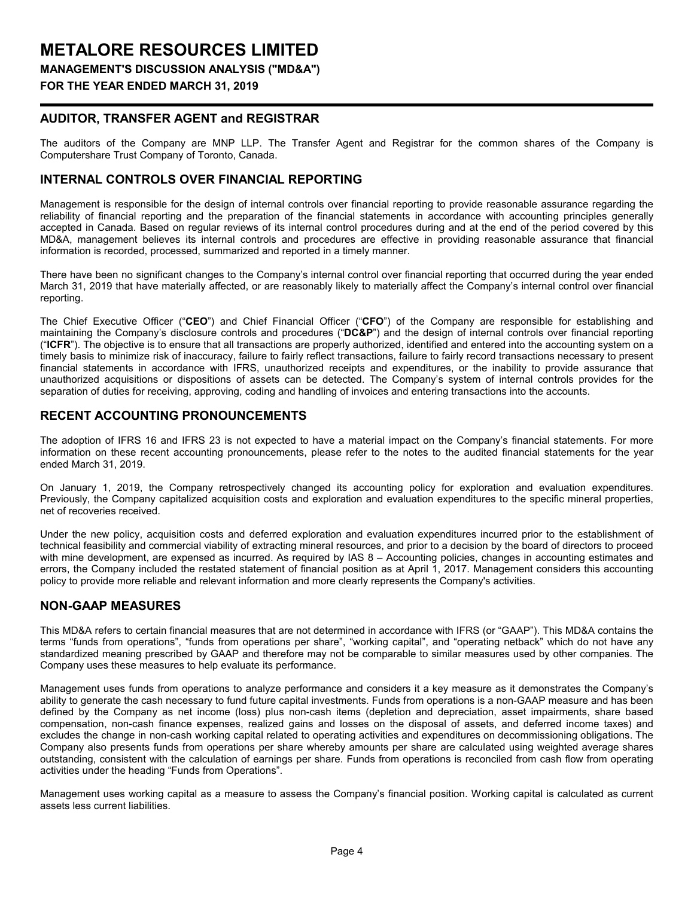## AUDITOR, TRANSFER AGENT and REGISTRAR

The auditors of the Company are MNP LLP. The Transfer Agent and Registrar for the common shares of the Company is Computershare Trust Company of Toronto, Canada.

## INTERNAL CONTROLS OVER FINANCIAL REPORTING

Management is responsible for the design of internal controls over financial reporting to provide reasonable assurance regarding the reliability of financial reporting and the preparation of the financial statements in accordance with accounting principles generally accepted in Canada. Based on regular reviews of its internal control procedures during and at the end of the period covered by this MD&A, management believes its internal controls and procedures are effective in providing reasonable assurance that financial information is recorded, processed, summarized and reported in a timely manner.

There have been no significant changes to the Company's internal control over financial reporting that occurred during the year ended March 31, 2019 that have materially affected, or are reasonably likely to materially affect the Company's internal control over financial reporting.

The Chief Executive Officer ("**CEO**") and Chief Financial Officer ("**CFO**") of the Company are responsible for establishing and maintaining the Company's disclosure controls and procedures ("**DC&P**") and the design of internal controls over financial reporting ("**ICFR**"). The objective is to ensure that all transactions are properly authorized, identified and entered into the accounting system on a timely basis to minimize risk of inaccuracy, failure to fairly reflect transactions, failure to fairly record transactions necessary to present financial statements in accordance with IFRS, unauthorized receipts and expenditures, or the inability to provide assurance that unauthorized acquisitions or dispositions of assets can be detected. The Company's system of internal controls provides for the separation of duties for receiving, approving, coding and handling of invoices and entering transactions into the accounts.

## RECENT ACCOUNTING PRONOUNCEMENTS

The adoption of IFRS 16 and IFRS 23 is not expected to have a material impact on the Company's financial statements. For more information on these recent accounting pronouncements, please refer to the notes to the audited financial statements for the year ended March 31, 2019.

On January 1, 2019, the Company retrospectively changed its accounting policy for exploration and evaluation expenditures. Previously, the Company capitalized acquisition costs and exploration and evaluation expenditures to the specific mineral properties, net of recoveries received.

Under the new policy, acquisition costs and deferred exploration and evaluation expenditures incurred prior to the establishment of technical feasibility and commercial viability of extracting mineral resources, and prior to a decision by the board of directors to proceed with mine development, are expensed as incurred. As required by IAS 8 – Accounting policies, changes in accounting estimates and errors, the Company included the restated statement of financial position as at April 1, 2017. Management considers this accounting policy to provide more reliable and relevant information and more clearly represents the Company's activities.

## NON-GAAP MEASURES

This MD&A refers to certain financial measures that are not determined in accordance with IFRS (or "GAAP"). This MD&A contains the terms "funds from operations", "funds from operations per share", "working capital", and "operating netback" which do not have any standardized meaning prescribed by GAAP and therefore may not be comparable to similar measures used by other companies. The Company uses these measures to help evaluate its performance.

Management uses funds from operations to analyze performance and considers it a key measure as it demonstrates the Company's ability to generate the cash necessary to fund future capital investments. Funds from operations is a non-GAAP measure and has been defined by the Company as net income (loss) plus non-cash items (depletion and depreciation, asset impairments, share based compensation, non-cash finance expenses, realized gains and losses on the disposal of assets, and deferred income taxes) and excludes the change in non-cash working capital related to operating activities and expenditures on decommissioning obligations. The Company also presents funds from operations per share whereby amounts per share are calculated using weighted average shares outstanding, consistent with the calculation of earnings per share. Funds from operations is reconciled from cash flow from operating activities under the heading "Funds from Operations".

Management uses working capital as a measure to assess the Company's financial position. Working capital is calculated as current assets less current liabilities.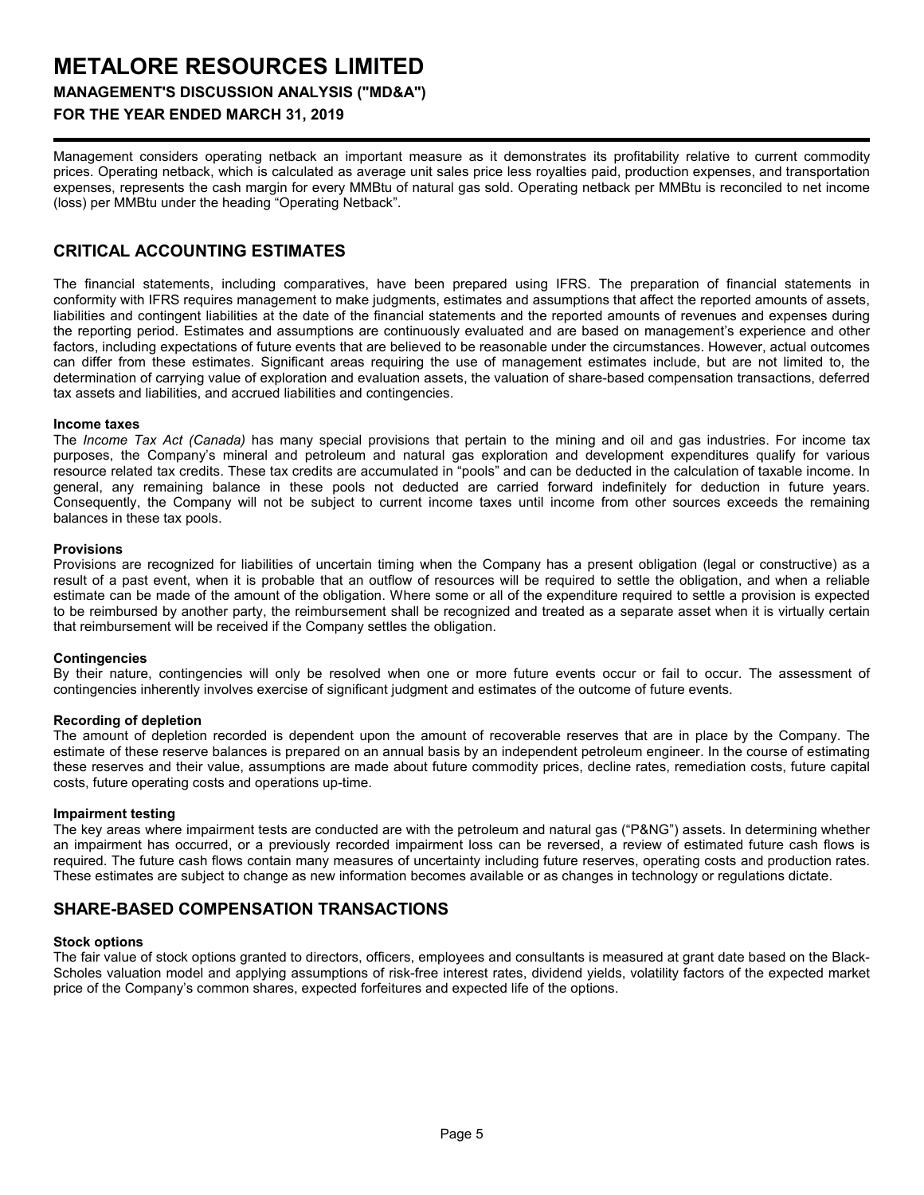Management considers operating netback an important measure as it demonstrates its profitability relative to current commodity prices. Operating netback, which is calculated as average unit sales price less royalties paid, production expenses, and transportation expenses, represents the cash margin for every MMBtu of natural gas sold. Operating netback per MMBtu is reconciled to net income (loss) per MMBtu under the heading "Operating Netback".

## CRITICAL ACCOUNTING ESTIMATES

The financial statements, including comparatives, have been prepared using IFRS. The preparation of financial statements in conformity with IFRS requires management to make judgments, estimates and assumptions that affect the reported amounts of assets, liabilities and contingent liabilities at the date of the financial statements and the reported amounts of revenues and expenses during the reporting period. Estimates and assumptions are continuously evaluated and are based on management's experience and other factors, including expectations of future events that are believed to be reasonable under the circumstances. However, actual outcomes can differ from these estimates. Significant areas requiring the use of management estimates include, but are not limited to, the determination of carrying value of exploration and evaluation assets, the valuation of share-based compensation transactions, deferred tax assets and liabilities, and accrued liabilities and contingencies.

**Income taxes**
The *Income Tax Act (Canada)* has many special provisions that pertain to the mining and oil and gas industries. For income tax purposes, the Company's mineral and petroleum and natural gas exploration and development expenditures qualify for various resource related tax credits. These tax credits are accumulated in "pools" and can be deducted in the calculation of taxable income. In general, any remaining balance in these pools not deducted are carried forward indefinitely for deduction in future years. Consequently, the Company will not be subject to current income taxes until income from other sources exceeds the remaining balances in these tax pools.

**Provisions**
Provisions are recognized for liabilities of uncertain timing when the Company has a present obligation (legal or constructive) as a result of a past event, when it is probable that an outflow of resources will be required to settle the obligation, and when a reliable estimate can be made of the amount of the obligation. Where some or all of the expenditure required to settle a provision is expected to be reimbursed by another party, the reimbursement shall be recognized and treated as a separate asset when it is virtually certain that reimbursement will be received if the Company settles the obligation.

**Contingencies**
By their nature, contingencies will only be resolved when one or more future events occur or fail to occur. The assessment of contingencies inherently involves exercise of significant judgment and estimates of the outcome of future events.

**Recording of depletion**
The amount of depletion recorded is dependent upon the amount of recoverable reserves that are in place by the Company. The estimate of these reserve balances is prepared on an annual basis by an independent petroleum engineer. In the course of estimating these reserves and their value, assumptions are made about future commodity prices, decline rates, remediation costs, future capital costs, future operating costs and operations up-time.

**Impairment testing**
The key areas where impairment tests are conducted are with the petroleum and natural gas ("P&NG") assets. In determining whether an impairment has occurred, or a previously recorded impairment loss can be reversed, a review of estimated future cash flows is required. The future cash flows contain many measures of uncertainty including future reserves, operating costs and production rates. These estimates are subject to change as new information becomes available or as changes in technology or regulations dictate.

## SHARE-BASED COMPENSATION TRANSACTIONS

**Stock options**
The fair value of stock options granted to directors, officers, employees and consultants is measured at grant date based on the Black-Scholes valuation model and applying assumptions of risk-free interest rates, dividend yields, volatility factors of the expected market price of the Company's common shares, expected forfeitures and expected life of the options.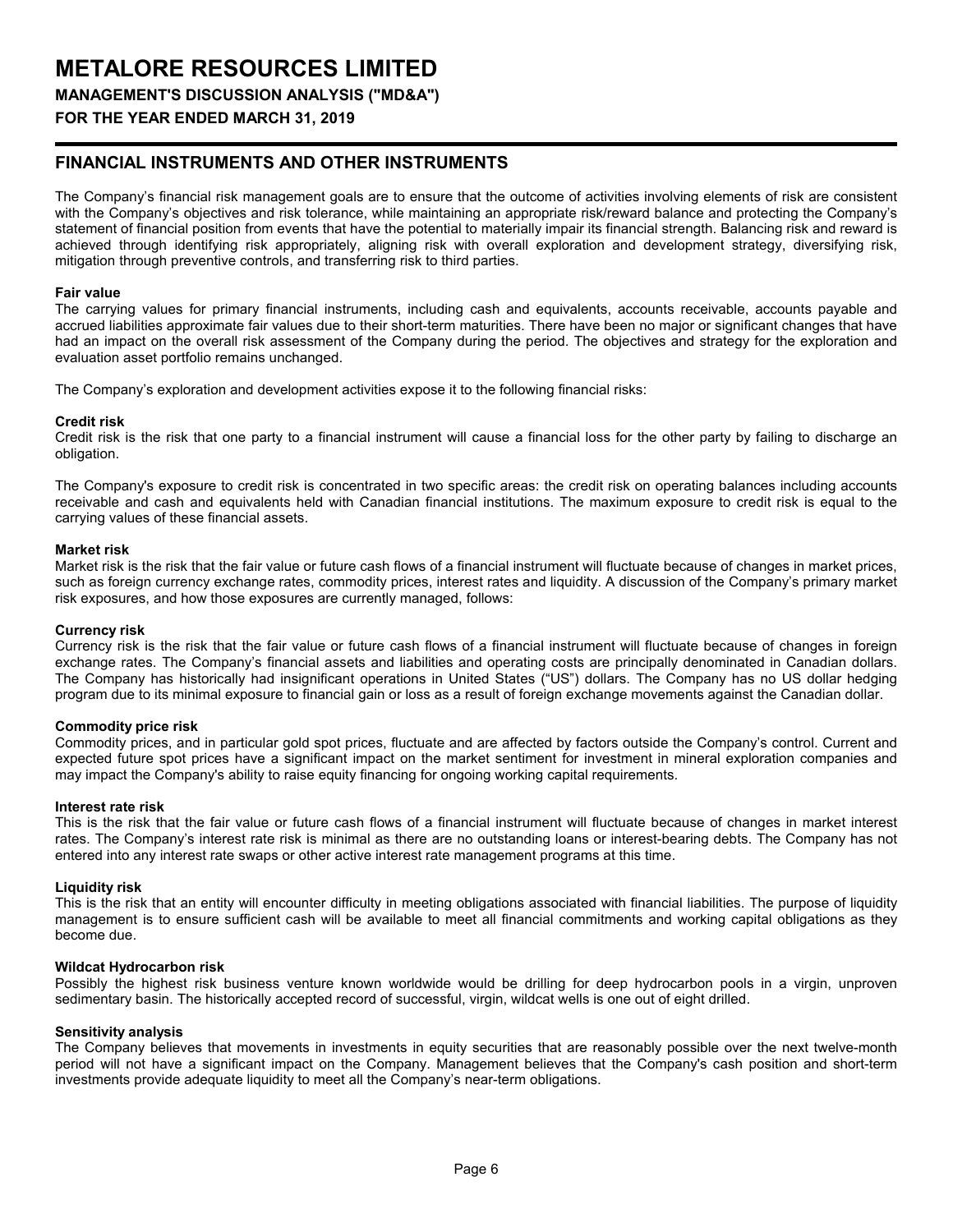## FINANCIAL INSTRUMENTS AND OTHER INSTRUMENTS

The Company's financial risk management goals are to ensure that the outcome of activities involving elements of risk are consistent with the Company's objectives and risk tolerance, while maintaining an appropriate risk/reward balance and protecting the Company's statement of financial position from events that have the potential to materially impair its financial strength. Balancing risk and reward is achieved through identifying risk appropriately, aligning risk with overall exploration and development strategy, diversifying risk, mitigation through preventive controls, and transferring risk to third parties.

**Fair value**
The carrying values for primary financial instruments, including cash and equivalents, accounts receivable, accounts payable and accrued liabilities approximate fair values due to their short-term maturities. There have been no major or significant changes that have had an impact on the overall risk assessment of the Company during the period. The objectives and strategy for the exploration and evaluation asset portfolio remains unchanged.

The Company's exploration and development activities expose it to the following financial risks:

**Credit risk**
Credit risk is the risk that one party to a financial instrument will cause a financial loss for the other party by failing to discharge an obligation.

The Company's exposure to credit risk is concentrated in two specific areas: the credit risk on operating balances including accounts receivable and cash and equivalents held with Canadian financial institutions. The maximum exposure to credit risk is equal to the carrying values of these financial assets.

**Market risk**
Market risk is the risk that the fair value or future cash flows of a financial instrument will fluctuate because of changes in market prices, such as foreign currency exchange rates, commodity prices, interest rates and liquidity. A discussion of the Company's primary market risk exposures, and how those exposures are currently managed, follows:

**Currency risk**
Currency risk is the risk that the fair value or future cash flows of a financial instrument will fluctuate because of changes in foreign exchange rates. The Company's financial assets and liabilities and operating costs are principally denominated in Canadian dollars. The Company has historically had insignificant operations in United States ("US") dollars. The Company has no US dollar hedging program due to its minimal exposure to financial gain or loss as a result of foreign exchange movements against the Canadian dollar.

**Commodity price risk**
Commodity prices, and in particular gold spot prices, fluctuate and are affected by factors outside the Company's control. Current and expected future spot prices have a significant impact on the market sentiment for investment in mineral exploration companies and may impact the Company's ability to raise equity financing for ongoing working capital requirements.

**Interest rate risk**
This is the risk that the fair value or future cash flows of a financial instrument will fluctuate because of changes in market interest rates. The Company's interest rate risk is minimal as there are no outstanding loans or interest-bearing debts. The Company has not entered into any interest rate swaps or other active interest rate management programs at this time.

**Liquidity risk**
This is the risk that an entity will encounter difficulty in meeting obligations associated with financial liabilities. The purpose of liquidity management is to ensure sufficient cash will be available to meet all financial commitments and working capital obligations as they become due.

**Wildcat Hydrocarbon risk**
Possibly the highest risk business venture known worldwide would be drilling for deep hydrocarbon pools in a virgin, unproven sedimentary basin. The historically accepted record of successful, virgin, wildcat wells is one out of eight drilled.

**Sensitivity analysis**
The Company believes that movements in investments in equity securities that are reasonably possible over the next twelve-month period will not have a significant impact on the Company. Management believes that the Company's cash position and short-term investments provide adequate liquidity to meet all the Company's near-term obligations.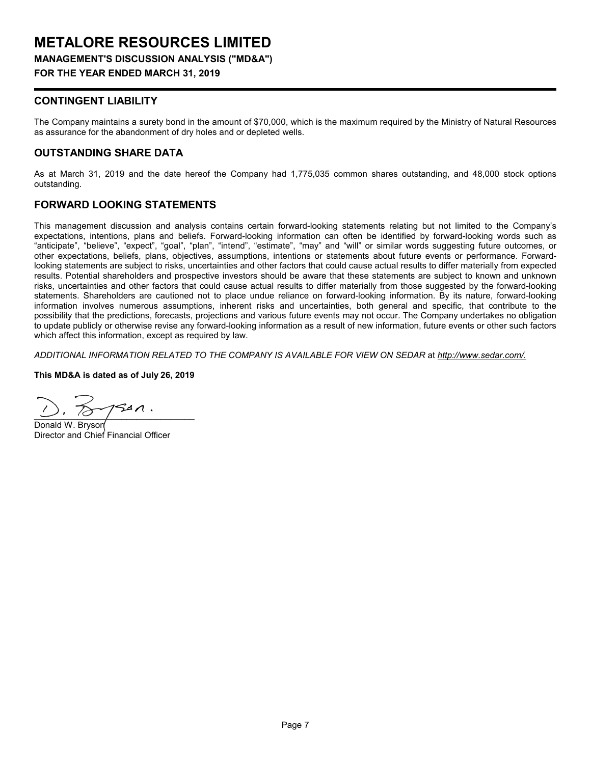## CONTINGENT LIABILITY

The Company maintains a surety bond in the amount of $70,000, which is the maximum required by the Ministry of Natural Resources as assurance for the abandonment of dry holes and or depleted wells.

## OUTSTANDING SHARE DATA

As at March 31, 2019 and the date hereof the Company had 1,775,035 common shares outstanding, and 48,000 stock options outstanding.

## FORWARD LOOKING STATEMENTS

This management discussion and analysis contains certain forward-looking statements relating but not limited to the Company's expectations, intentions, plans and beliefs. Forward-looking information can often be identified by forward-looking words such as "anticipate", "believe", "expect", "goal", "plan", "intend", "estimate", "may" and "will" or similar words suggesting future outcomes, or other expectations, beliefs, plans, objectives, assumptions, intentions or statements about future events or performance. Forward-looking statements are subject to risks, uncertainties and other factors that could cause actual results to differ materially from expected results. Potential shareholders and prospective investors should be aware that these statements are subject to known and unknown risks, uncertainties and other factors that could cause actual results to differ materially from those suggested by the forward-looking statements. Shareholders are cautioned not to place undue reliance on forward-looking information. By its nature, forward-looking information involves numerous assumptions, inherent risks and uncertainties, both general and specific, that contribute to the possibility that the predictions, forecasts, projections and various future events may not occur. The Company undertakes no obligation to update publicly or otherwise revise any forward-looking information as a result of new information, future events or other such factors which affect this information, except as required by law.

*ADDITIONAL INFORMATION RELATED TO THE COMPANY IS AVAILABLE FOR VIEW ON SEDAR* at http://www.sedar.com/.

**This MD&A is dated as of July 26, 2019**

D. Bryson.

Donald W. Bryson
Director and Chief Financial Officer